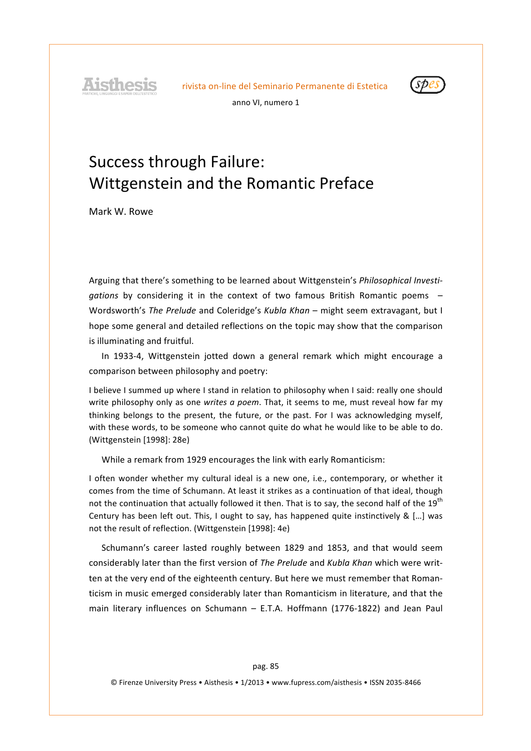# Success through Failure: Wittgenstein and the Romantic Preface

Mark W. Rowe

Arguing that there's something to be learned about Wittgenstein's *Philosophical Investigations* by considering it in the context of two famous British Romantic poems – Wordsworth's *The Prelude* and Coleridge's *Kubla Khan* – might seem extravagant, but I hope some general and detailed reflections on the topic may show that the comparison is illuminating and fruitful.

In 1933-4, Wittgenstein jotted down a general remark which might encourage a comparison between philosophy and poetry:

> I believe I summed up where I stand in relation to philosophy when I said: really one should write philosophy only as one *writes a poem*. That, it seems to me, must reveal how far my thinking belongs to the present, the future, or the past. For I was acknowledging myself, with these words, to be someone who cannot quite do what he would like to be able to do. (Wittgenstein [1998]: 28e)

While a remark from 1929 encourages the link with early Romanticism:

> I often wonder whether my cultural ideal is a new one, i.e., contemporary, or whether it comes from the time of Schumann. At least it strikes as a continuation of that ideal, though not the continuation that actually followed it then. That is to say, the second half of the 19th Century has been left out. This, I ought to say, has happened quite instinctively & […] was not the result of reflection. (Wittgenstein [1998]: 4e)

Schumann's career lasted roughly between 1829 and 1853, and that would seem considerably later than the first version of *The Prelude* and *Kubla Khan* which were written at the very end of the eighteenth century. But here we must remember that Romanticism in music emerged considerably later than Romanticism in literature, and that the main literary influences on Schumann – E.T.A. Hoffmann (1776-1822) and Jean Paul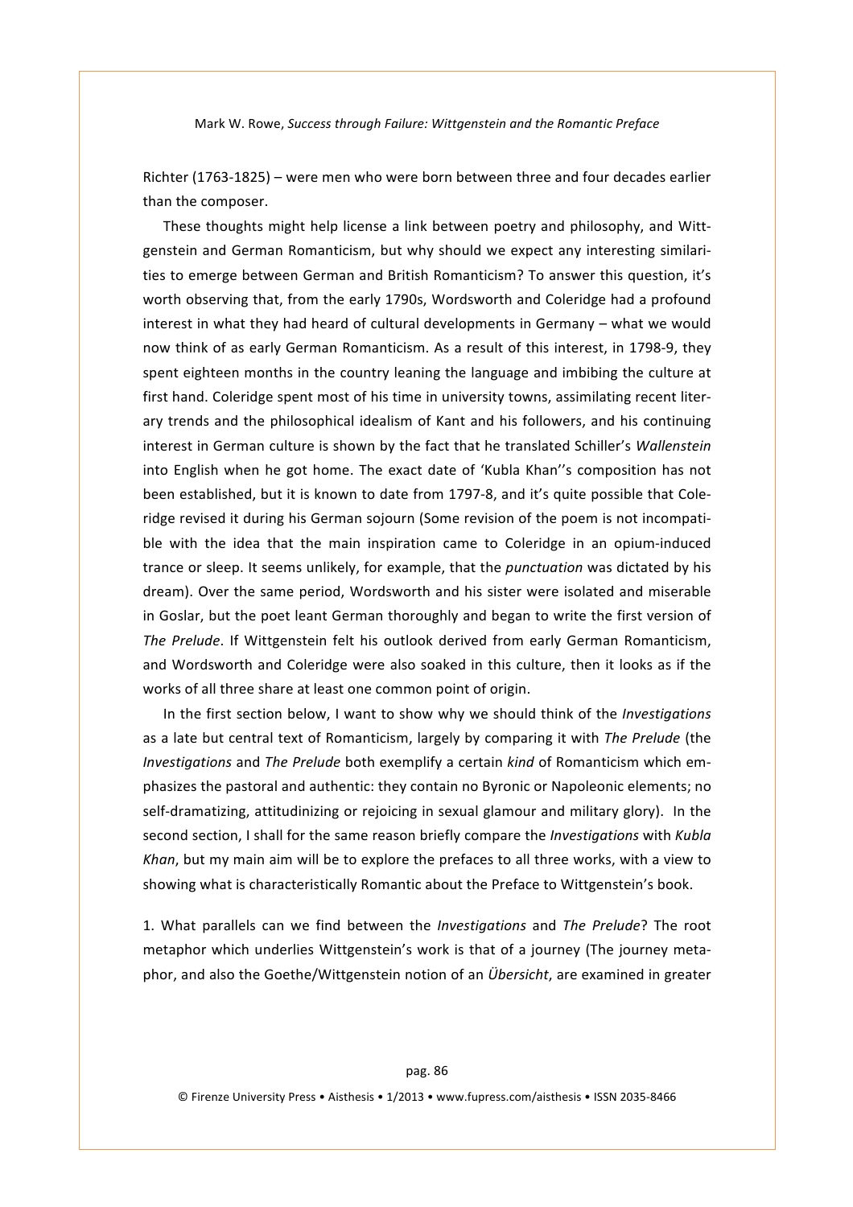Richter (1763-1825) – were men who were born between three and four decades earlier than the composer.

These thoughts might help license a link between poetry and philosophy, and Wittgenstein and German Romanticism, but why should we expect any interesting similarities to emerge between German and British Romanticism? To answer this question, it's worth observing that, from the early 1790s, Wordsworth and Coleridge had a profound interest in what they had heard of cultural developments in Germany – what we would now think of as early German Romanticism. As a result of this interest, in 1798-9, they spent eighteen months in the country leaning the language and imbibing the culture at first hand. Coleridge spent most of his time in university towns, assimilating recent literary trends and the philosophical idealism of Kant and his followers, and his continuing interest in German culture is shown by the fact that he translated Schiller's *Wallenstein* into English when he got home. The exact date of 'Kubla Khan''s composition has not been established, but it is known to date from 1797-8, and it's quite possible that Coleridge revised it during his German sojourn (Some revision of the poem is not incompatible with the idea that the main inspiration came to Coleridge in an opium-induced trance or sleep. It seems unlikely, for example, that the *punctuation* was dictated by his dream). Over the same period, Wordsworth and his sister were isolated and miserable in Goslar, but the poet leant German thoroughly and began to write the first version of *The Prelude*. If Wittgenstein felt his outlook derived from early German Romanticism, and Wordsworth and Coleridge were also soaked in this culture, then it looks as if the works of all three share at least one common point of origin.

In the first section below, I want to show why we should think of the *Investigations* as a late but central text of Romanticism, largely by comparing it with *The Prelude* (the *Investigations* and *The Prelude* both exemplify a certain *kind* of Romanticism which emphasizes the pastoral and authentic: they contain no Byronic or Napoleonic elements; no self-dramatizing, attitudinizing or rejoicing in sexual glamour and military glory). In the second section, I shall for the same reason briefly compare the *Investigations* with *Kubla Khan*, but my main aim will be to explore the prefaces to all three works, with a view to showing what is characteristically Romantic about the Preface to Wittgenstein's book.

1. What parallels can we find between the *Investigations* and *The Prelude*? The root metaphor which underlies Wittgenstein's work is that of a journey (The journey metaphor, and also the Goethe/Wittgenstein notion of an *Übersicht*, are examined in greater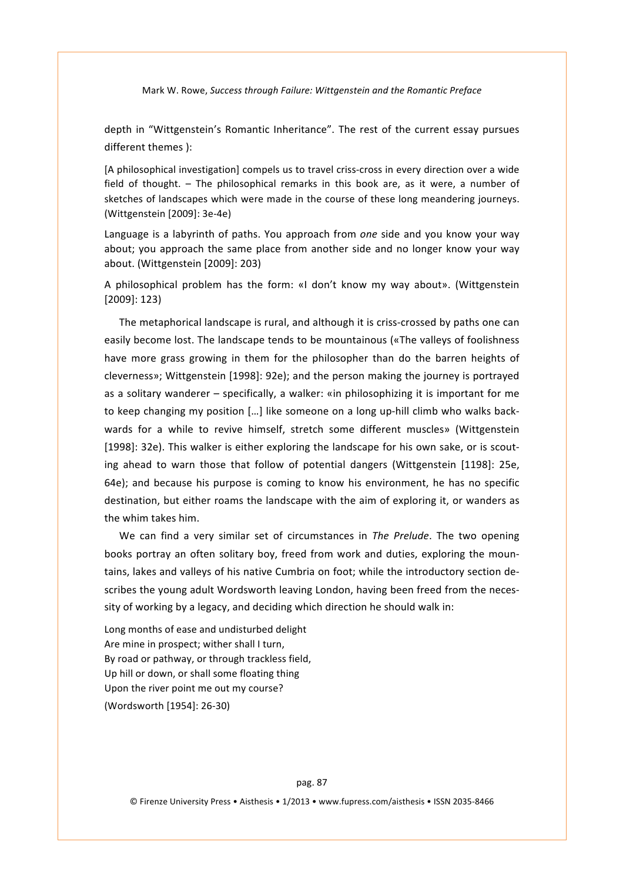depth in "Wittgenstein's Romantic Inheritance". The rest of the current essay pursues different themes ):

[A philosophical investigation] compels us to travel criss-cross in every direction over a wide field of thought. – The philosophical remarks in this book are, as it were, a number of sketches of landscapes which were made in the course of these long meandering journeys. (Wittgenstein [2009]: 3e-4e)

Language is a labyrinth of paths. You approach from *one* side and you know your way about; you approach the same place from another side and no longer know your way about. (Wittgenstein [2009]: 203)

A philosophical problem has the form: «I don't know my way about». (Wittgenstein [2009]: 123)

The metaphorical landscape is rural, and although it is criss-crossed by paths one can easily become lost. The landscape tends to be mountainous («The valleys of foolishness have more grass growing in them for the philosopher than do the barren heights of cleverness»; Wittgenstein [1998]: 92e); and the person making the journey is portrayed as a solitary wanderer – specifically, a walker: «in philosophizing it is important for me to keep changing my position […] like someone on a long up-hill climb who walks backwards for a while to revive himself, stretch some different muscles» (Wittgenstein [1998]: 32e). This walker is either exploring the landscape for his own sake, or is scouting ahead to warn those that follow of potential dangers (Wittgenstein [1198]: 25e, 64e); and because his purpose is coming to know his environment, he has no specific destination, but either roams the landscape with the aim of exploring it, or wanders as the whim takes him.

We can find a very similar set of circumstances in *The Prelude*. The two opening books portray an often solitary boy, freed from work and duties, exploring the mountains, lakes and valleys of his native Cumbria on foot; while the introductory section describes the young adult Wordsworth leaving London, having been freed from the necessity of working by a legacy, and deciding which direction he should walk in:

Long months of ease and undisturbed delight  
Are mine in prospect; wither shall I turn,  
By road or pathway, or through trackless field,  
Up hill or down, or shall some floating thing  
Upon the river point me out my course?  
(Wordsworth [1954]: 26-30)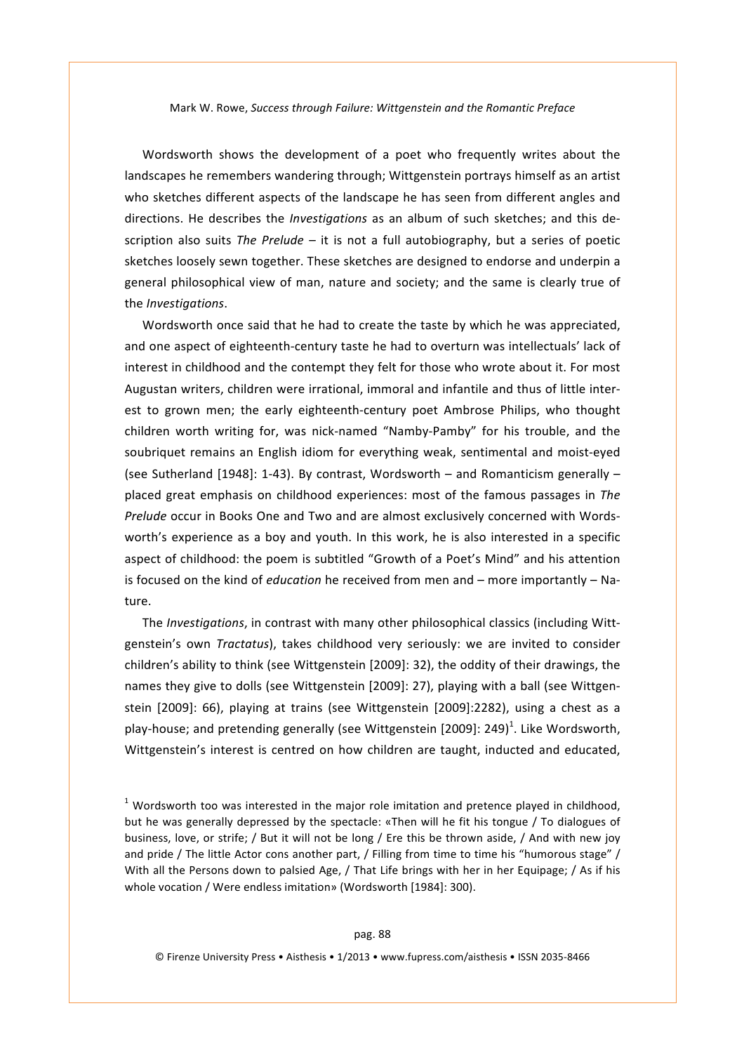Wordsworth shows the development of a poet who frequently writes about the landscapes he remembers wandering through; Wittgenstein portrays himself as an artist who sketches different aspects of the landscape he has seen from different angles and directions. He describes the *Investigations* as an album of such sketches; and this description also suits *The Prelude* – it is not a full autobiography, but a series of poetic sketches loosely sewn together. These sketches are designed to endorse and underpin a general philosophical view of man, nature and society; and the same is clearly true of the *Investigations*.

Wordsworth once said that he had to create the taste by which he was appreciated, and one aspect of eighteenth-century taste he had to overturn was intellectuals' lack of interest in childhood and the contempt they felt for those who wrote about it. For most Augustan writers, children were irrational, immoral and infantile and thus of little interest to grown men; the early eighteenth-century poet Ambrose Philips, who thought children worth writing for, was nick-named "Namby-Pamby" for his trouble, and the soubriquet remains an English idiom for everything weak, sentimental and moist-eyed (see Sutherland [1948]: 1-43). By contrast, Wordsworth – and Romanticism generally – placed great emphasis on childhood experiences: most of the famous passages in *The Prelude* occur in Books One and Two and are almost exclusively concerned with Wordsworth's experience as a boy and youth. In this work, he is also interested in a specific aspect of childhood: the poem is subtitled "Growth of a Poet's Mind" and his attention is focused on the kind of *education* he received from men and – more importantly – Nature.

The *Investigations*, in contrast with many other philosophical classics (including Wittgenstein's own *Tractatus*), takes childhood very seriously: we are invited to consider children's ability to think (see Wittgenstein [2009]: 32), the oddity of their drawings, the names they give to dolls (see Wittgenstein [2009]: 27), playing with a ball (see Wittgenstein [2009]: 66), playing at trains (see Wittgenstein [2009]:2282), using a chest as a play-house; and pretending generally (see Wittgenstein [2009]: 249)[1]. Like Wordsworth, Wittgenstein's interest is centred on how children are taught, inducted and educated,

[1] Wordsworth too was interested in the major role imitation and pretence played in childhood, but he was generally depressed by the spectacle: «Then will he fit his tongue / To dialogues of business, love, or strife; / But it will not be long / Ere this be thrown aside, / And with new joy and pride / The little Actor cons another part, / Filling from time to time his "humorous stage" / With all the Persons down to palsied Age, / That Life brings with her in her Equipage; / As if his whole vocation / Were endless imitation» (Wordsworth [1984]: 300).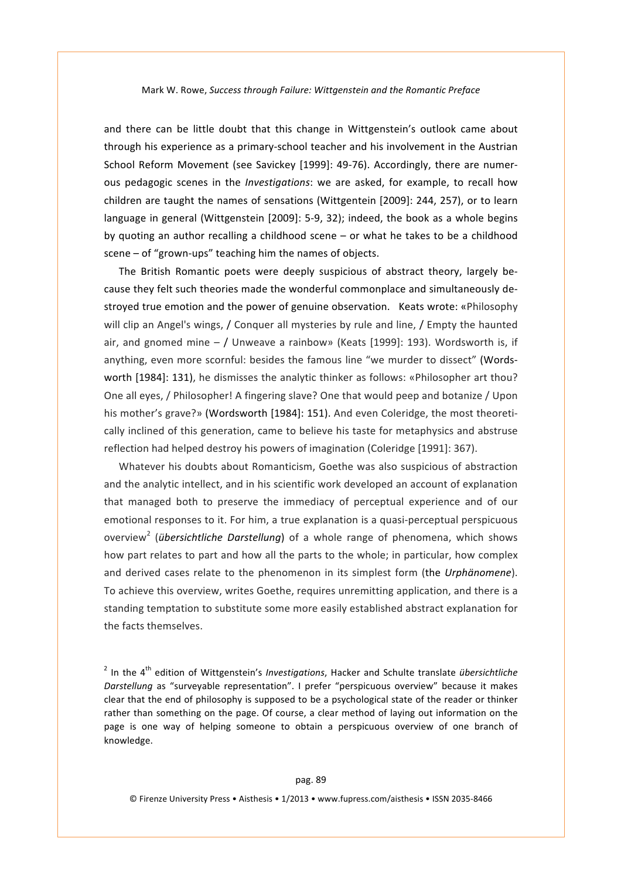and there can be little doubt that this change in Wittgenstein's outlook came about through his experience as a primary-school teacher and his involvement in the Austrian School Reform Movement (see Savickey [1999]: 49-76). Accordingly, there are numerous pedagogic scenes in the *Investigations*: we are asked, for example, to recall how children are taught the names of sensations (Wittgentein [2009]: 244, 257), or to learn language in general (Wittgenstein [2009]: 5-9, 32); indeed, the book as a whole begins by quoting an author recalling a childhood scene – or what he takes to be a childhood scene – of "grown-ups" teaching him the names of objects.

The British Romantic poets were deeply suspicious of abstract theory, largely because they felt such theories made the wonderful commonplace and simultaneously destroyed true emotion and the power of genuine observation. Keats wrote: «Philosophy will clip an Angel's wings, / Conquer all mysteries by rule and line, / Empty the haunted air, and gnomed mine – / Unweave a rainbow» (Keats [1999]: 193). Wordsworth is, if anything, even more scornful: besides the famous line "we murder to dissect" (Wordsworth [1984]: 131), he dismisses the analytic thinker as follows: «Philosopher art thou? One all eyes, / Philosopher! A fingering slave? One that would peep and botanize / Upon his mother's grave?» (Wordsworth [1984]: 151). And even Coleridge, the most theoretically inclined of this generation, came to believe his taste for metaphysics and abstruse reflection had helped destroy his powers of imagination (Coleridge [1991]: 367).

Whatever his doubts about Romanticism, Goethe was also suspicious of abstraction and the analytic intellect, and in his scientific work developed an account of explanation that managed both to preserve the immediacy of perceptual experience and of our emotional responses to it. For him, a true explanation is a quasi-perceptual perspicuous overview[2] (*übersichtliche Darstellung*) of a whole range of phenomena, which shows how part relates to part and how all the parts to the whole; in particular, how complex and derived cases relate to the phenomenon in its simplest form (the *Urphänomene*). To achieve this overview, writes Goethe, requires unremitting application, and there is a standing temptation to substitute some more easily established abstract explanation for the facts themselves.

[2] In the 4th edition of Wittgenstein's *Investigations*, Hacker and Schulte translate *übersichtliche Darstellung* as "surveyable representation". I prefer "perspicuous overview" because it makes clear that the end of philosophy is supposed to be a psychological state of the reader or thinker rather than something on the page. Of course, a clear method of laying out information on the page is one way of helping someone to obtain a perspicuous overview of one branch of knowledge.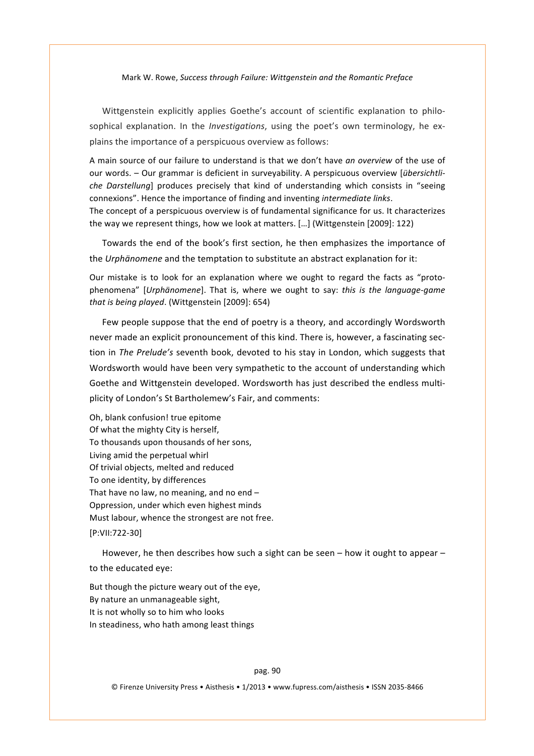Wittgenstein explicitly applies Goethe's account of scientific explanation to philosophical explanation. In the *Investigations*, using the poet's own terminology, he explains the importance of a perspicuous overview as follows:

> A main source of our failure to understand is that we don't have *an overview* of the use of our words. – Our grammar is deficient in surveyability. A perspicuous overview [*übersichtliche Darstellung*] produces precisely that kind of understanding which consists in "seeing connexions". Hence the importance of finding and inventing *intermediate links*.
> The concept of a perspicuous overview is of fundamental significance for us. It characterizes the way we represent things, how we look at matters. […] (Wittgenstein [2009]: 122)

Towards the end of the book's first section, he then emphasizes the importance of the *Urphänomene* and the temptation to substitute an abstract explanation for it:

> Our mistake is to look for an explanation where we ought to regard the facts as "proto-phenomena" [*Urphänomene*]. That is, where we ought to say: *this is the language-game that is being played*. (Wittgenstein [2009]: 654)

Few people suppose that the end of poetry is a theory, and accordingly Wordsworth never made an explicit pronouncement of this kind. There is, however, a fascinating section in *The Prelude's* seventh book, devoted to his stay in London, which suggests that Wordsworth would have been very sympathetic to the account of understanding which Goethe and Wittgenstein developed. Wordsworth has just described the endless multiplicity of London's St Bartholemew's Fair, and comments:

> Oh, blank confusion! true epitome
> Of what the mighty City is herself,
> To thousands upon thousands of her sons,
> Living amid the perpetual whirl
> Of trivial objects, melted and reduced
> To one identity, by differences
> That have no law, no meaning, and no end –
> Oppression, under which even highest minds
> Must labour, whence the strongest are not free.
> [P:VII:722-30]

However, he then describes how such a sight can be seen – how it ought to appear – to the educated eye:

> But though the picture weary out of the eye,
> By nature an unmanageable sight,
> It is not wholly so to him who looks
> In steadiness, who hath among least things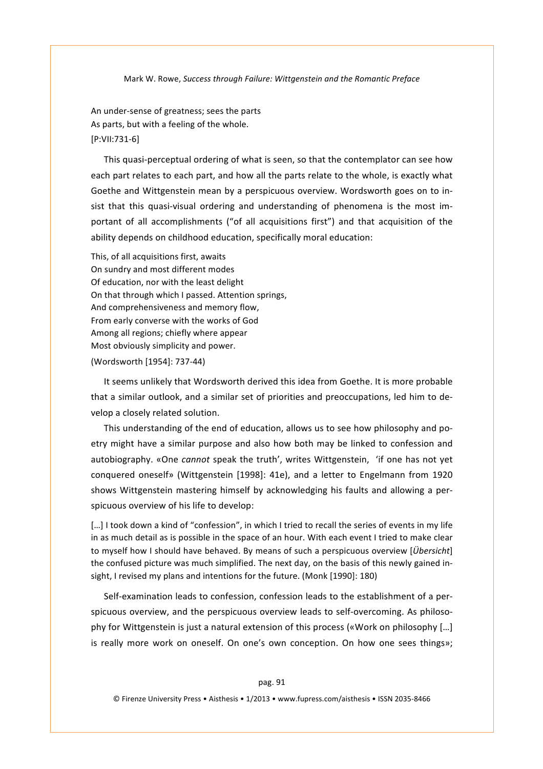An under-sense of greatness; sees the parts  
As parts, but with a feeling of the whole.  
[P:VII:731-6]

This quasi-perceptual ordering of what is seen, so that the contemplator can see how each part relates to each part, and how all the parts relate to the whole, is exactly what Goethe and Wittgenstein mean by a perspicuous overview. Wordsworth goes on to insist that this quasi-visual ordering and understanding of phenomena is the most important of all accomplishments ("of all acquisitions first") and that acquisition of the ability depends on childhood education, specifically moral education:

This, of all acquisitions first, awaits  
On sundry and most different modes  
Of education, nor with the least delight  
On that through which I passed. Attention springs,  
And comprehensiveness and memory flow,  
From early converse with the works of God  
Among all regions; chiefly where appear  
Most obviously simplicity and power.  
(Wordsworth [1954]: 737-44)

It seems unlikely that Wordsworth derived this idea from Goethe. It is more probable that a similar outlook, and a similar set of priorities and preoccupations, led him to develop a closely related solution.

This understanding of the end of education, allows us to see how philosophy and poetry might have a similar purpose and also how both may be linked to confession and autobiography. «One *cannot* speak the truth', writes Wittgenstein, 'if one has not yet conquered oneself» (Wittgenstein [1998]: 41e), and a letter to Engelmann from 1920 shows Wittgenstein mastering himself by acknowledging his faults and allowing a perspicuous overview of his life to develop:

[…] I took down a kind of "confession", in which I tried to recall the series of events in my life in as much detail as is possible in the space of an hour. With each event I tried to make clear to myself how I should have behaved. By means of such a perspicuous overview [*Übersicht*] the confused picture was much simplified. The next day, on the basis of this newly gained insight, I revised my plans and intentions for the future. (Monk [1990]: 180)

Self-examination leads to confession, confession leads to the establishment of a perspicuous overview, and the perspicuous overview leads to self-overcoming. As philosophy for Wittgenstein is just a natural extension of this process («Work on philosophy […] is really more work on oneself. On one's own conception. On how one sees things»;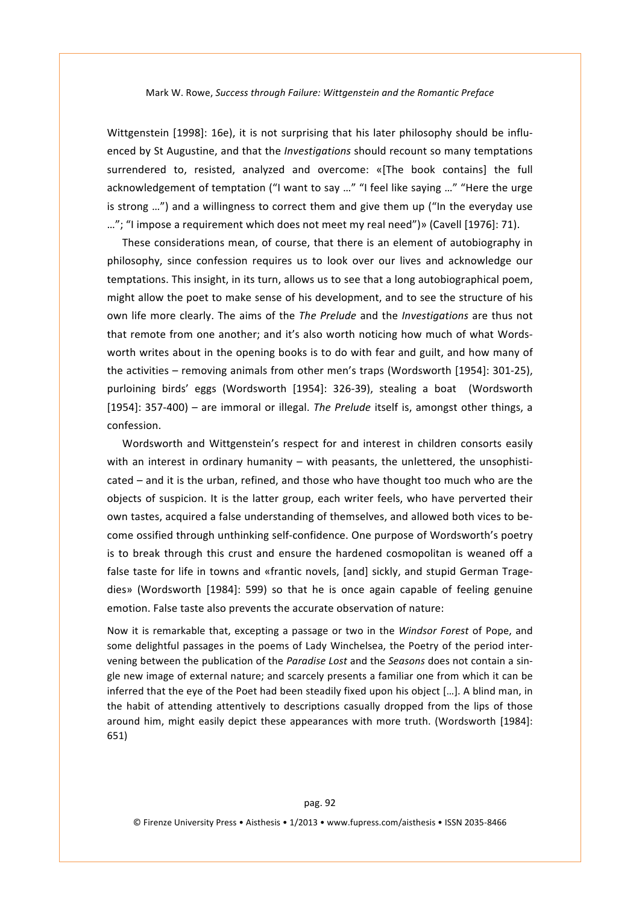Wittgenstein [1998]: 16e), it is not surprising that his later philosophy should be influenced by St Augustine, and that the *Investigations* should recount so many temptations surrendered to, resisted, analyzed and overcome: «[The book contains] the full acknowledgement of temptation ("I want to say …" "I feel like saying …" "Here the urge is strong …") and a willingness to correct them and give them up ("In the everyday use …"; "I impose a requirement which does not meet my real need")» (Cavell [1976]: 71).

These considerations mean, of course, that there is an element of autobiography in philosophy, since confession requires us to look over our lives and acknowledge our temptations. This insight, in its turn, allows us to see that a long autobiographical poem, might allow the poet to make sense of his development, and to see the structure of his own life more clearly. The aims of the *The Prelude* and the *Investigations* are thus not that remote from one another; and it's also worth noticing how much of what Wordsworth writes about in the opening books is to do with fear and guilt, and how many of the activities – removing animals from other men's traps (Wordsworth [1954]: 301-25), purloining birds' eggs (Wordsworth [1954]: 326-39), stealing a boat (Wordsworth [1954]: 357-400) – are immoral or illegal. *The Prelude* itself is, amongst other things, a confession.

Wordsworth and Wittgenstein's respect for and interest in children consorts easily with an interest in ordinary humanity – with peasants, the unlettered, the unsophisticated – and it is the urban, refined, and those who have thought too much who are the objects of suspicion. It is the latter group, each writer feels, who have perverted their own tastes, acquired a false understanding of themselves, and allowed both vices to become ossified through unthinking self-confidence. One purpose of Wordsworth's poetry is to break through this crust and ensure the hardened cosmopolitan is weaned off a false taste for life in towns and «frantic novels, [and] sickly, and stupid German Tragedies» (Wordsworth [1984]: 599) so that he is once again capable of feeling genuine emotion. False taste also prevents the accurate observation of nature:

> Now it is remarkable that, excepting a passage or two in the *Windsor Forest* of Pope, and some delightful passages in the poems of Lady Winchelsea, the Poetry of the period intervening between the publication of the *Paradise Lost* and the *Seasons* does not contain a single new image of external nature; and scarcely presents a familiar one from which it can be inferred that the eye of the Poet had been steadily fixed upon his object […]. A blind man, in the habit of attending attentively to descriptions casually dropped from the lips of those around him, might easily depict these appearances with more truth. (Wordsworth [1984]: 651)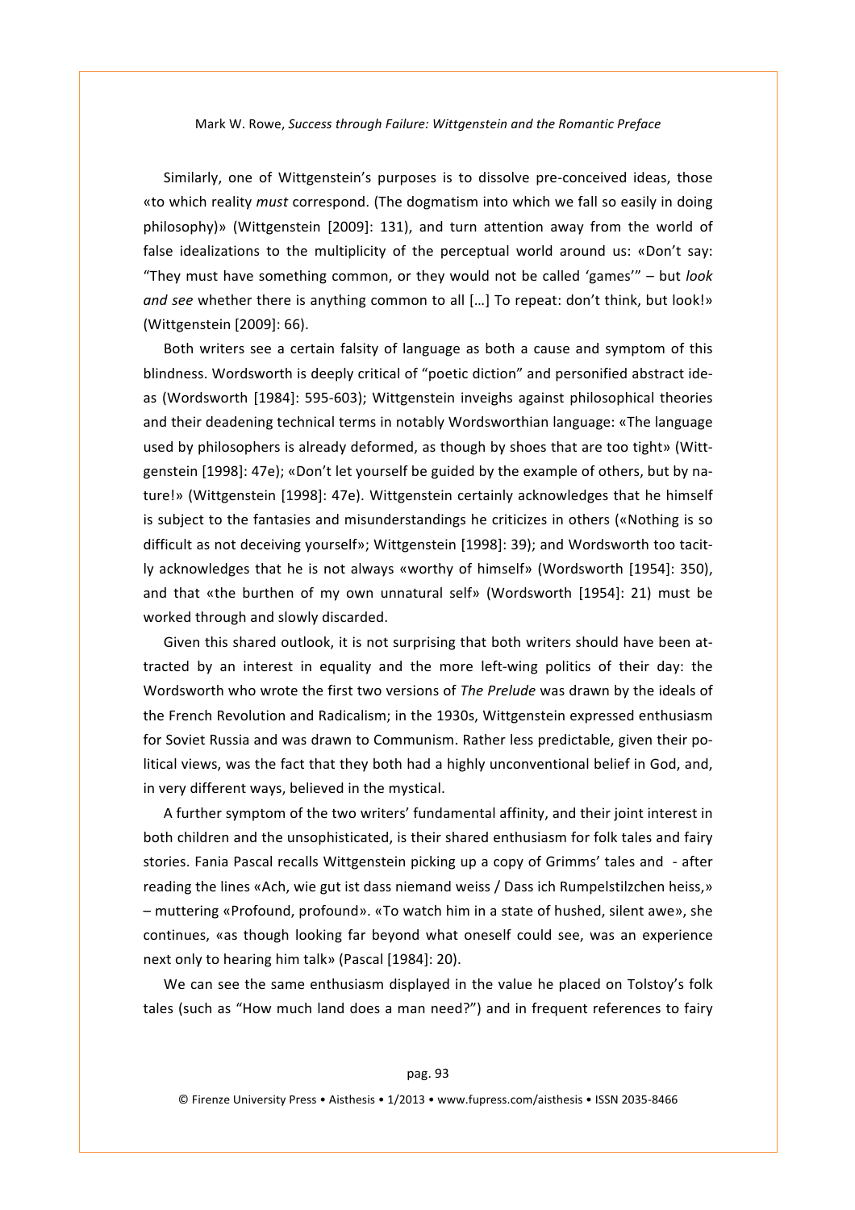Similarly, one of Wittgenstein's purposes is to dissolve pre-conceived ideas, those «to which reality *must* correspond. (The dogmatism into which we fall so easily in doing philosophy)» (Wittgenstein [2009]: 131), and turn attention away from the world of false idealizations to the multiplicity of the perceptual world around us: «Don't say: "They must have something common, or they would not be called 'games'" – but *look and see* whether there is anything common to all […] To repeat: don't think, but look!» (Wittgenstein [2009]: 66).

Both writers see a certain falsity of language as both a cause and symptom of this blindness. Wordsworth is deeply critical of "poetic diction" and personified abstract ideas (Wordsworth [1984]: 595-603); Wittgenstein inveighs against philosophical theories and their deadening technical terms in notably Wordsworthian language: «The language used by philosophers is already deformed, as though by shoes that are too tight» (Wittgenstein [1998]: 47e); «Don't let yourself be guided by the example of others, but by nature!» (Wittgenstein [1998]: 47e). Wittgenstein certainly acknowledges that he himself is subject to the fantasies and misunderstandings he criticizes in others («Nothing is so difficult as not deceiving yourself»; Wittgenstein [1998]: 39); and Wordsworth too tacitly acknowledges that he is not always «worthy of himself» (Wordsworth [1954]: 350), and that «the burthen of my own unnatural self» (Wordsworth [1954]: 21) must be worked through and slowly discarded.

Given this shared outlook, it is not surprising that both writers should have been attracted by an interest in equality and the more left-wing politics of their day: the Wordsworth who wrote the first two versions of *The Prelude* was drawn by the ideals of the French Revolution and Radicalism; in the 1930s, Wittgenstein expressed enthusiasm for Soviet Russia and was drawn to Communism. Rather less predictable, given their political views, was the fact that they both had a highly unconventional belief in God, and, in very different ways, believed in the mystical.

A further symptom of the two writers' fundamental affinity, and their joint interest in both children and the unsophisticated, is their shared enthusiasm for folk tales and fairy stories. Fania Pascal recalls Wittgenstein picking up a copy of Grimms' tales and - after reading the lines «Ach, wie gut ist dass niemand weiss / Dass ich Rumpelstilzchen heiss,» – muttering «Profound, profound». «To watch him in a state of hushed, silent awe», she continues, «as though looking far beyond what oneself could see, was an experience next only to hearing him talk» (Pascal [1984]: 20).

We can see the same enthusiasm displayed in the value he placed on Tolstoy's folk tales (such as "How much land does a man need?") and in frequent references to fairy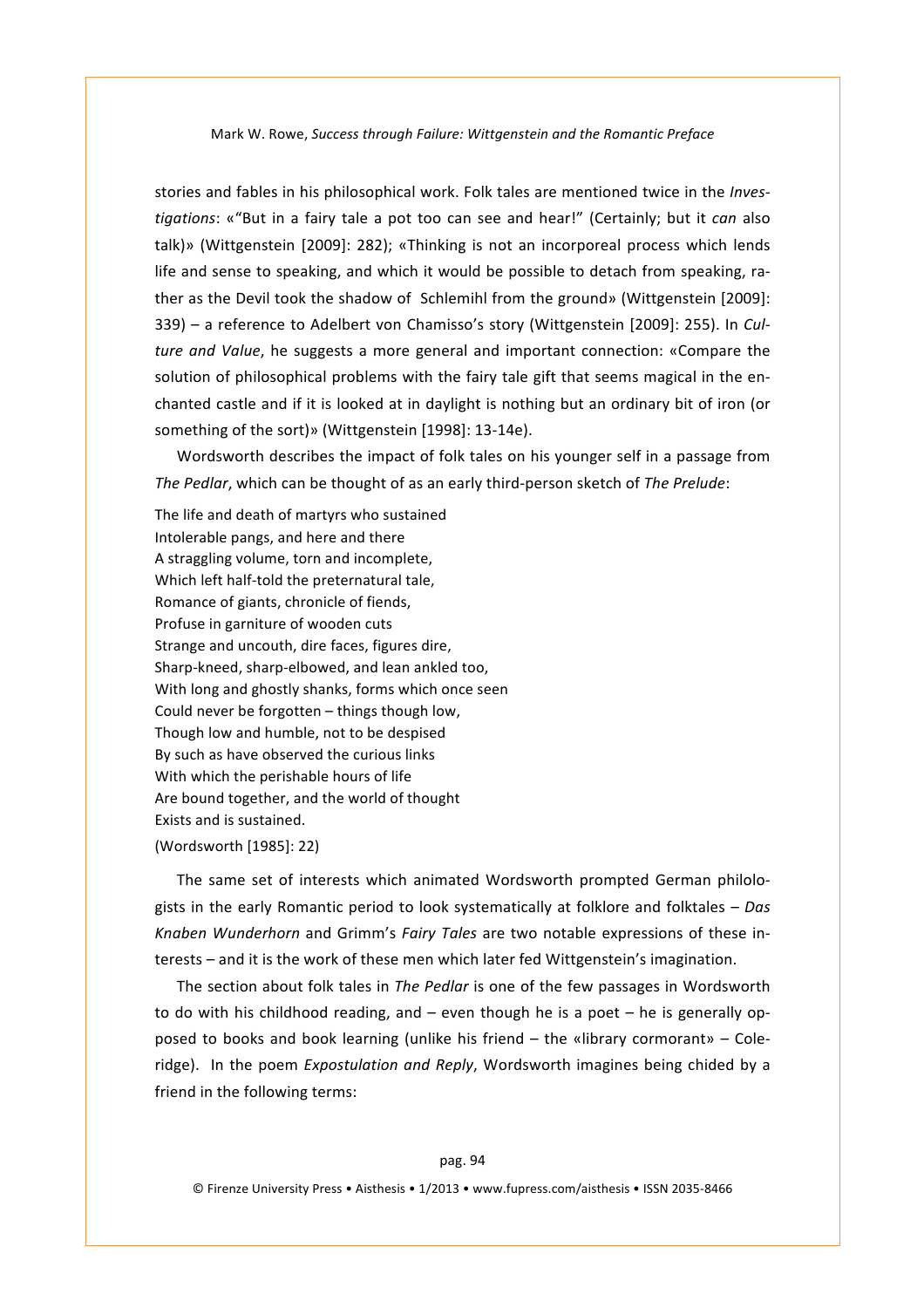stories and fables in his philosophical work. Folk tales are mentioned twice in the *Investigations*: «"But in a fairy tale a pot too can see and hear!" (Certainly; but it *can* also talk)» (Wittgenstein [2009]: 282); «Thinking is not an incorporeal process which lends life and sense to speaking, and which it would be possible to detach from speaking, rather as the Devil took the shadow of Schlemihl from the ground» (Wittgenstein [2009]: 339) – a reference to Adelbert von Chamisso's story (Wittgenstein [2009]: 255). In *Culture and Value*, he suggests a more general and important connection: «Compare the solution of philosophical problems with the fairy tale gift that seems magical in the enchanted castle and if it is looked at in daylight is nothing but an ordinary bit of iron (or something of the sort)» (Wittgenstein [1998]: 13-14e).

Wordsworth describes the impact of folk tales on his younger self in a passage from *The Pedlar*, which can be thought of as an early third-person sketch of *The Prelude*:

The life and death of martyrs who sustained
Intolerable pangs, and here and there
A straggling volume, torn and incomplete,
Which left half-told the preternatural tale,
Romance of giants, chronicle of fiends,
Profuse in garniture of wooden cuts
Strange and uncouth, dire faces, figures dire,
Sharp-kneed, sharp-elbowed, and lean ankled too,
With long and ghostly shanks, forms which once seen
Could never be forgotten – things though low,
Though low and humble, not to be despised
By such as have observed the curious links
With which the perishable hours of life
Are bound together, and the world of thought
Exists and is sustained.

(Wordsworth [1985]: 22)

The same set of interests which animated Wordsworth prompted German philologists in the early Romantic period to look systematically at folklore and folktales – *Das Knaben Wunderhorn* and Grimm's *Fairy Tales* are two notable expressions of these interests – and it is the work of these men which later fed Wittgenstein's imagination.

The section about folk tales in *The Pedlar* is one of the few passages in Wordsworth to do with his childhood reading, and – even though he is a poet – he is generally opposed to books and book learning (unlike his friend – the «library cormorant» – Coleridge). In the poem *Expostulation and Reply*, Wordsworth imagines being chided by a friend in the following terms: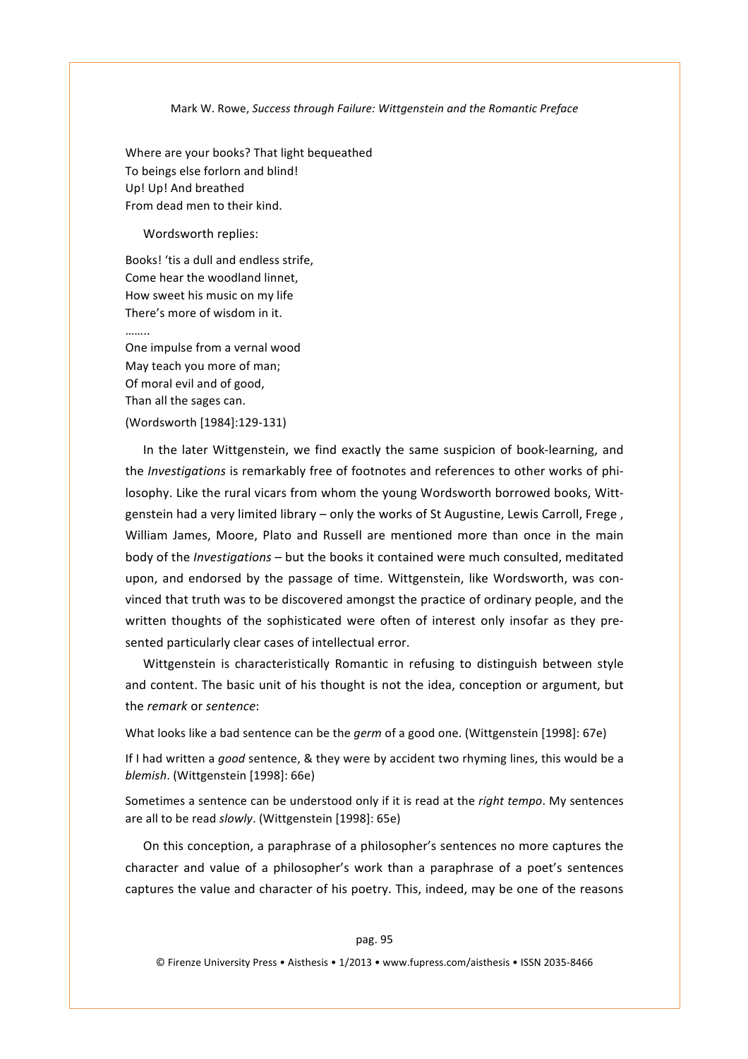Where are your books? That light bequeathed  
To beings else forlorn and blind!  
Up! Up! And breathed  
From dead men to their kind.

Wordsworth replies:

Books! 'tis a dull and endless strife,  
Come hear the woodland linnet,  
How sweet his music on my life  
There's more of wisdom in it.  
……..  
One impulse from a vernal wood  
May teach you more of man;  
Of moral evil and of good,  
Than all the sages can.

(Wordsworth [1984]:129-131)

In the later Wittgenstein, we find exactly the same suspicion of book-learning, and the *Investigations* is remarkably free of footnotes and references to other works of philosophy. Like the rural vicars from whom the young Wordsworth borrowed books, Wittgenstein had a very limited library – only the works of St Augustine, Lewis Carroll, Frege , William James, Moore, Plato and Russell are mentioned more than once in the main body of the *Investigations* – but the books it contained were much consulted, meditated upon, and endorsed by the passage of time. Wittgenstein, like Wordsworth, was convinced that truth was to be discovered amongst the practice of ordinary people, and the written thoughts of the sophisticated were often of interest only insofar as they presented particularly clear cases of intellectual error.

Wittgenstein is characteristically Romantic in refusing to distinguish between style and content. The basic unit of his thought is not the idea, conception or argument, but the *remark* or *sentence*:

What looks like a bad sentence can be the *germ* of a good one. (Wittgenstein [1998]: 67e)

If I had written a *good* sentence, & they were by accident two rhyming lines, this would be a *blemish*. (Wittgenstein [1998]: 66e)

Sometimes a sentence can be understood only if it is read at the *right tempo*. My sentences are all to be read *slowly*. (Wittgenstein [1998]: 65e)

On this conception, a paraphrase of a philosopher's sentences no more captures the character and value of a philosopher's work than a paraphrase of a poet's sentences captures the value and character of his poetry. This, indeed, may be one of the reasons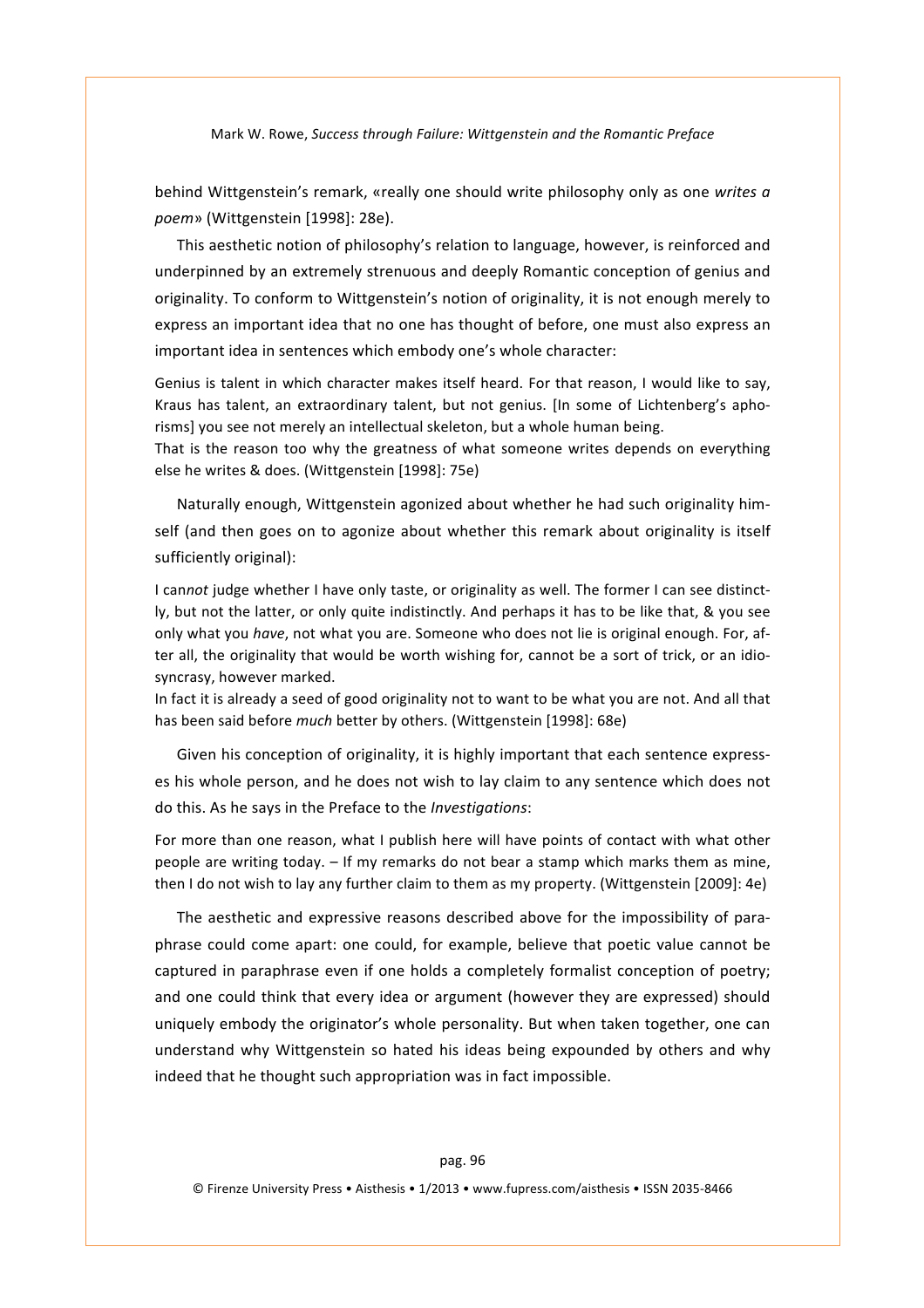behind Wittgenstein's remark, «really one should write philosophy only as one *writes a poem*» (Wittgenstein [1998]: 28e).

This aesthetic notion of philosophy's relation to language, however, is reinforced and underpinned by an extremely strenuous and deeply Romantic conception of genius and originality. To conform to Wittgenstein's notion of originality, it is not enough merely to express an important idea that no one has thought of before, one must also express an important idea in sentences which embody one's whole character:

> Genius is talent in which character makes itself heard. For that reason, I would like to say, Kraus has talent, an extraordinary talent, but not genius. [In some of Lichtenberg's aphorisms] you see not merely an intellectual skeleton, but a whole human being.
> That is the reason too why the greatness of what someone writes depends on everything else he writes & does. (Wittgenstein [1998]: 75e)

Naturally enough, Wittgenstein agonized about whether he had such originality himself (and then goes on to agonize about whether this remark about originality is itself sufficiently original):

> I can*not* judge whether I have only taste, or originality as well. The former I can see distinctly, but not the latter, or only quite indistinctly. And perhaps it has to be like that, & you see only what you *have*, not what you are. Someone who does not lie is original enough. For, after all, the originality that would be worth wishing for, cannot be a sort of trick, or an idiosyncrasy, however marked.
> In fact it is already a seed of good originality not to want to be what you are not. And all that has been said before *much* better by others. (Wittgenstein [1998]: 68e)

Given his conception of originality, it is highly important that each sentence expresses his whole person, and he does not wish to lay claim to any sentence which does not do this. As he says in the Preface to the *Investigations*:

> For more than one reason, what I publish here will have points of contact with what other people are writing today. – If my remarks do not bear a stamp which marks them as mine, then I do not wish to lay any further claim to them as my property. (Wittgenstein [2009]: 4e)

The aesthetic and expressive reasons described above for the impossibility of paraphrase could come apart: one could, for example, believe that poetic value cannot be captured in paraphrase even if one holds a completely formalist conception of poetry; and one could think that every idea or argument (however they are expressed) should uniquely embody the originator's whole personality. But when taken together, one can understand why Wittgenstein so hated his ideas being expounded by others and why indeed that he thought such appropriation was in fact impossible.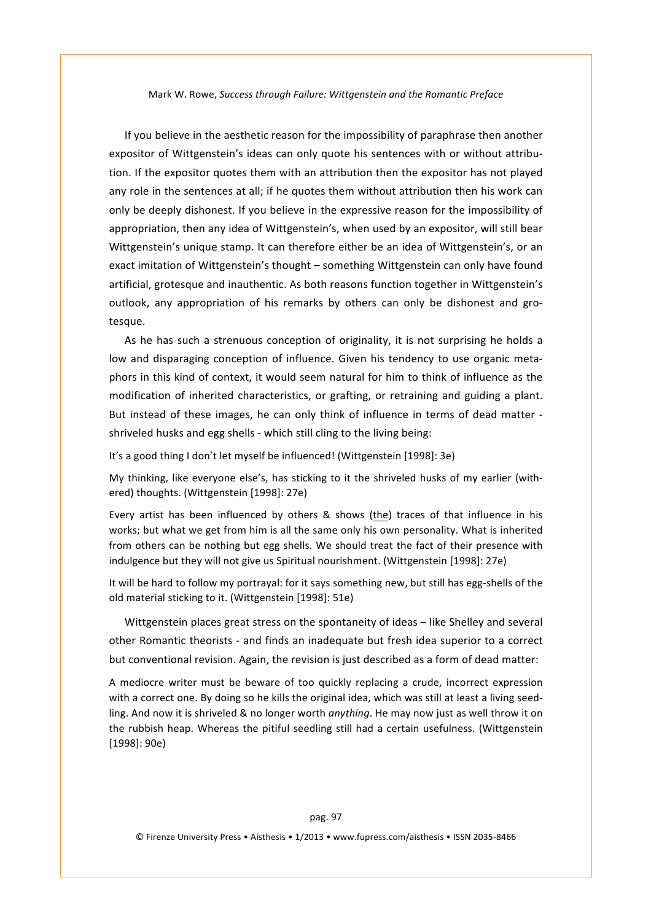If you believe in the aesthetic reason for the impossibility of paraphrase then another expositor of Wittgenstein's ideas can only quote his sentences with or without attribution. If the expositor quotes them with an attribution then the expositor has not played any role in the sentences at all; if he quotes them without attribution then his work can only be deeply dishonest. If you believe in the expressive reason for the impossibility of appropriation, then any idea of Wittgenstein's, when used by an expositor, will still bear Wittgenstein's unique stamp. It can therefore either be an idea of Wittgenstein's, or an exact imitation of Wittgenstein's thought – something Wittgenstein can only have found artificial, grotesque and inauthentic. As both reasons function together in Wittgenstein's outlook, any appropriation of his remarks by others can only be dishonest and grotesque.

As he has such a strenuous conception of originality, it is not surprising he holds a low and disparaging conception of influence. Given his tendency to use organic metaphors in this kind of context, it would seem natural for him to think of influence as the modification of inherited characteristics, or grafting, or retraining and guiding a plant. But instead of these images, he can only think of influence in terms of dead matter - shriveled husks and egg shells - which still cling to the living being:

> It's a good thing I don't let myself be influenced! (Wittgenstein [1998]: 3e)

> My thinking, like everyone else's, has sticking to it the shriveled husks of my earlier (withered) thoughts. (Wittgenstein [1998]: 27e)

> Every artist has been influenced by others & shows (<u>the</u>) traces of that influence in his works; but what we get from him is all the same only his own personality. What is inherited from others can be nothing but egg shells. We should treat the fact of their presence with indulgence but they will not give us Spiritual nourishment. (Wittgenstein [1998]: 27e)

> It will be hard to follow my portrayal: for it says something new, but still has egg-shells of the old material sticking to it. (Wittgenstein [1998]: 51e)

Wittgenstein places great stress on the spontaneity of ideas – like Shelley and several other Romantic theorists - and finds an inadequate but fresh idea superior to a correct but conventional revision. Again, the revision is just described as a form of dead matter:

> A mediocre writer must be beware of too quickly replacing a crude, incorrect expression with a correct one. By doing so he kills the original idea, which was still at least a living seedling. And now it is shriveled & no longer worth *anything*. He may now just as well throw it on the rubbish heap. Whereas the pitiful seedling still had a certain usefulness. (Wittgenstein [1998]: 90e)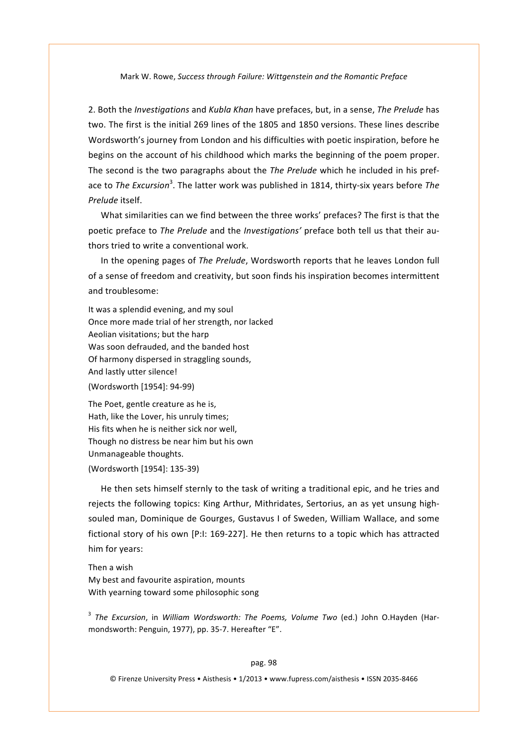2. Both the *Investigations* and *Kubla Khan* have prefaces, but, in a sense, *The Prelude* has two. The first is the initial 269 lines of the 1805 and 1850 versions. These lines describe Wordsworth's journey from London and his difficulties with poetic inspiration, before he begins on the account of his childhood which marks the beginning of the poem proper. The second is the two paragraphs about the *The Prelude* which he included in his preface to *The Excursion*[3]. The latter work was published in 1814, thirty-six years before *The Prelude* itself.

What similarities can we find between the three works' prefaces? The first is that the poetic preface to *The Prelude* and the *Investigations'* preface both tell us that their authors tried to write a conventional work.

In the opening pages of *The Prelude*, Wordsworth reports that he leaves London full of a sense of freedom and creativity, but soon finds his inspiration becomes intermittent and troublesome:

It was a splendid evening, and my soul  
Once more made trial of her strength, nor lacked  
Aeolian visitations; but the harp  
Was soon defrauded, and the banded host  
Of harmony dispersed in straggling sounds,  
And lastly utter silence!  
(Wordsworth [1954]: 94-99)

The Poet, gentle creature as he is,  
Hath, like the Lover, his unruly times;  
His fits when he is neither sick nor well,  
Though no distress be near him but his own  
Unmanageable thoughts.  
(Wordsworth [1954]: 135-39)

He then sets himself sternly to the task of writing a traditional epic, and he tries and rejects the following topics: King Arthur, Mithridates, Sertorius, an as yet unsung high-souled man, Dominique de Gourges, Gustavus I of Sweden, William Wallace, and some fictional story of his own [P:I: 169-227]. He then returns to a topic which has attracted him for years:

Then a wish  
My best and favourite aspiration, mounts  
With yearning toward some philosophic song

[3] *The Excursion*, in *William Wordsworth: The Poems, Volume Two* (ed.) John O.Hayden (Harmondsworth: Penguin, 1977), pp. 35-7. Hereafter "E".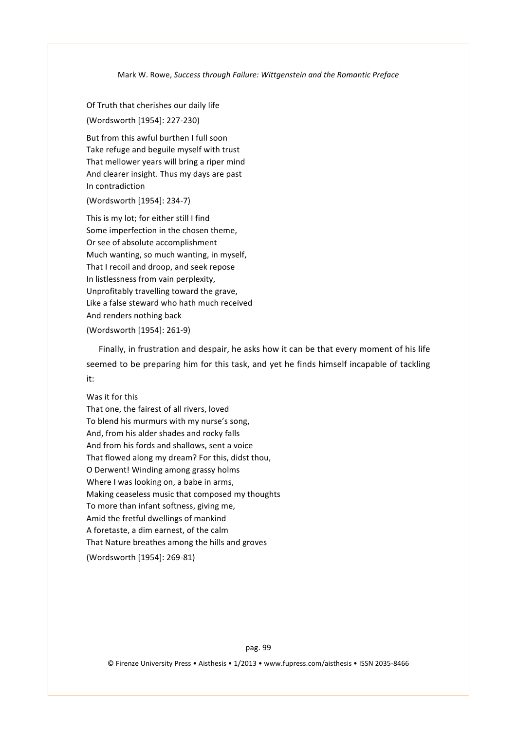Of Truth that cherishes our daily life

(Wordsworth [1954]: 227-230)

But from this awful burthen I full soon
Take refuge and beguile myself with trust
That mellower years will bring a riper mind
And clearer insight. Thus my days are past
In contradiction

(Wordsworth [1954]: 234-7)

This is my lot; for either still I find
Some imperfection in the chosen theme,
Or see of absolute accomplishment
Much wanting, so much wanting, in myself,
That I recoil and droop, and seek repose
In listlessness from vain perplexity,
Unprofitably travelling toward the grave,
Like a false steward who hath much received
And renders nothing back

(Wordsworth [1954]: 261-9)

Finally, in frustration and despair, he asks how it can be that every moment of his life seemed to be preparing him for this task, and yet he finds himself incapable of tackling it:

Was it for this
That one, the fairest of all rivers, loved
To blend his murmurs with my nurse's song,
And, from his alder shades and rocky falls
And from his fords and shallows, sent a voice
That flowed along my dream? For this, didst thou,
O Derwent! Winding among grassy holms
Where I was looking on, a babe in arms,
Making ceaseless music that composed my thoughts
To more than infant softness, giving me,
Amid the fretful dwellings of mankind
A foretaste, a dim earnest, of the calm
That Nature breathes among the hills and groves

(Wordsworth [1954]: 269-81)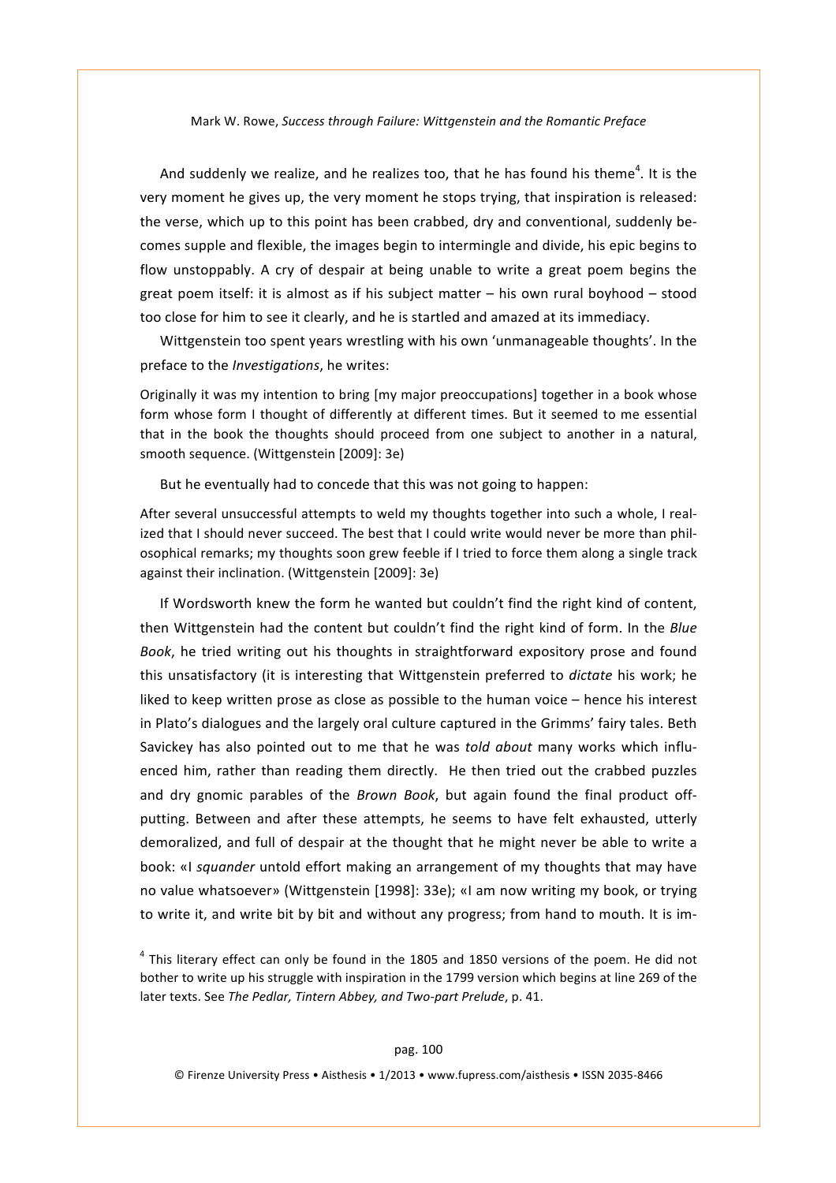And suddenly we realize, and he realizes too, that he has found his theme[4]. It is the very moment he gives up, the very moment he stops trying, that inspiration is released: the verse, which up to this point has been crabbed, dry and conventional, suddenly becomes supple and flexible, the images begin to intermingle and divide, his epic begins to flow unstoppably. A cry of despair at being unable to write a great poem begins the great poem itself: it is almost as if his subject matter – his own rural boyhood – stood too close for him to see it clearly, and he is startled and amazed at its immediacy.

Wittgenstein too spent years wrestling with his own 'unmanageable thoughts'. In the preface to the *Investigations*, he writes:

> Originally it was my intention to bring [my major preoccupations] together in a book whose form whose form I thought of differently at different times. But it seemed to me essential that in the book the thoughts should proceed from one subject to another in a natural, smooth sequence. (Wittgenstein [2009]: 3e)

But he eventually had to concede that this was not going to happen:

> After several unsuccessful attempts to weld my thoughts together into such a whole, I realized that I should never succeed. The best that I could write would never be more than philosophical remarks; my thoughts soon grew feeble if I tried to force them along a single track against their inclination. (Wittgenstein [2009]: 3e)

If Wordsworth knew the form he wanted but couldn't find the right kind of content, then Wittgenstein had the content but couldn't find the right kind of form. In the *Blue Book*, he tried writing out his thoughts in straightforward expository prose and found this unsatisfactory (it is interesting that Wittgenstein preferred to *dictate* his work; he liked to keep written prose as close as possible to the human voice – hence his interest in Plato's dialogues and the largely oral culture captured in the Grimms' fairy tales. Beth Savickey has also pointed out to me that he was *told about* many works which influenced him, rather than reading them directly. He then tried out the crabbed puzzles and dry gnomic parables of the *Brown Book*, but again found the final product off-putting. Between and after these attempts, he seems to have felt exhausted, utterly demoralized, and full of despair at the thought that he might never be able to write a book: «I *squander* untold effort making an arrangement of my thoughts that may have no value whatsoever» (Wittgenstein [1998]: 33e); «I am now writing my book, or trying to write it, and write bit by bit and without any progress; from hand to mouth. It is im-

[4] This literary effect can only be found in the 1805 and 1850 versions of the poem. He did not bother to write up his struggle with inspiration in the 1799 version which begins at line 269 of the later texts. See *The Pedlar, Tintern Abbey, and Two-part Prelude*, p. 41.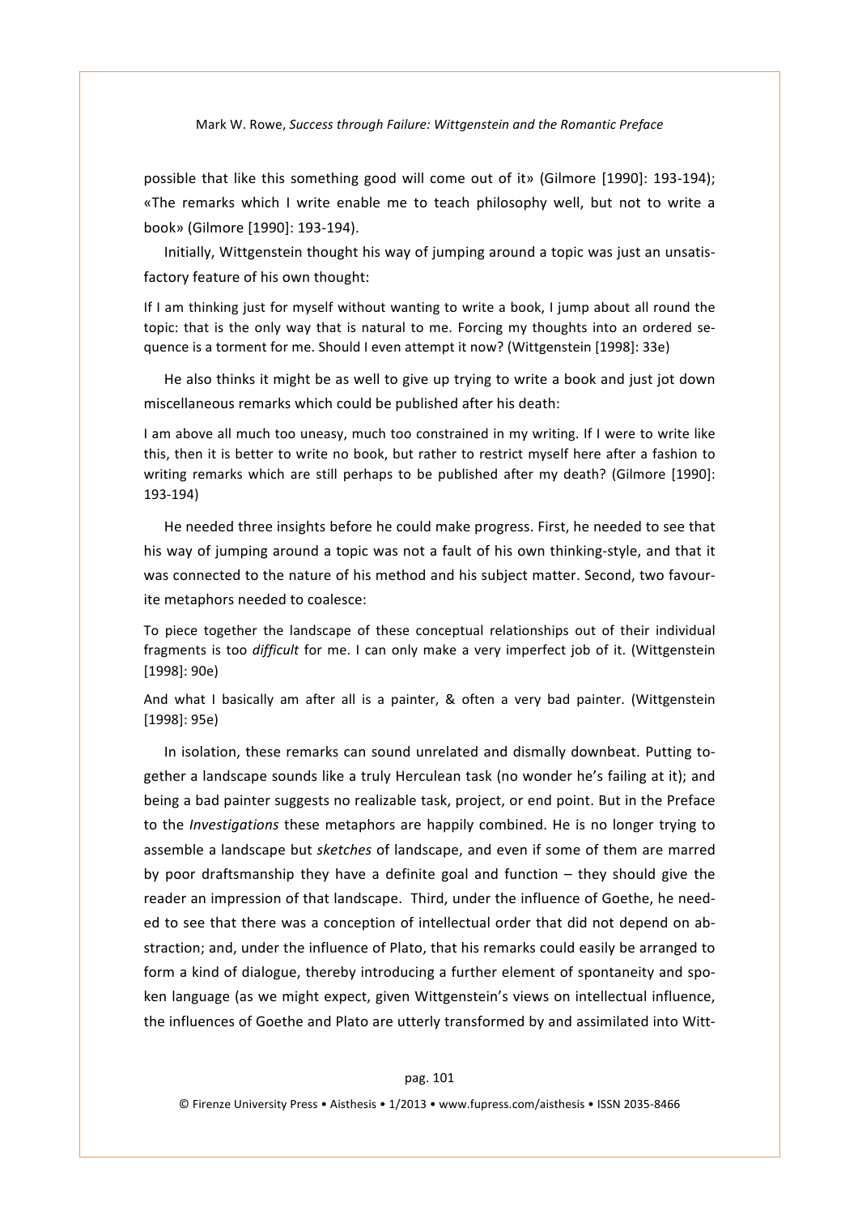possible that like this something good will come out of it» (Gilmore [1990]: 193-194); «The remarks which I write enable me to teach philosophy well, but not to write a book» (Gilmore [1990]: 193-194).

Initially, Wittgenstein thought his way of jumping around a topic was just an unsatisfactory feature of his own thought:

> If I am thinking just for myself without wanting to write a book, I jump about all round the topic: that is the only way that is natural to me. Forcing my thoughts into an ordered sequence is a torment for me. Should I even attempt it now? (Wittgenstein [1998]: 33e)

He also thinks it might be as well to give up trying to write a book and just jot down miscellaneous remarks which could be published after his death:

> I am above all much too uneasy, much too constrained in my writing. If I were to write like this, then it is better to write no book, but rather to restrict myself here after a fashion to writing remarks which are still perhaps to be published after my death? (Gilmore [1990]: 193-194)

He needed three insights before he could make progress. First, he needed to see that his way of jumping around a topic was not a fault of his own thinking-style, and that it was connected to the nature of his method and his subject matter. Second, two favourite metaphors needed to coalesce:

> To piece together the landscape of these conceptual relationships out of their individual fragments is too *difficult* for me. I can only make a very imperfect job of it. (Wittgenstein [1998]: 90e)

> And what I basically am after all is a painter, & often a very bad painter. (Wittgenstein [1998]: 95e)

In isolation, these remarks can sound unrelated and dismally downbeat. Putting together a landscape sounds like a truly Herculean task (no wonder he's failing at it); and being a bad painter suggests no realizable task, project, or end point. But in the Preface to the *Investigations* these metaphors are happily combined. He is no longer trying to assemble a landscape but *sketches* of landscape, and even if some of them are marred by poor draftsmanship they have a definite goal and function – they should give the reader an impression of that landscape. Third, under the influence of Goethe, he needed to see that there was a conception of intellectual order that did not depend on abstraction; and, under the influence of Plato, that his remarks could easily be arranged to form a kind of dialogue, thereby introducing a further element of spontaneity and spoken language (as we might expect, given Wittgenstein's views on intellectual influence, the influences of Goethe and Plato are utterly transformed by and assimilated into Witt-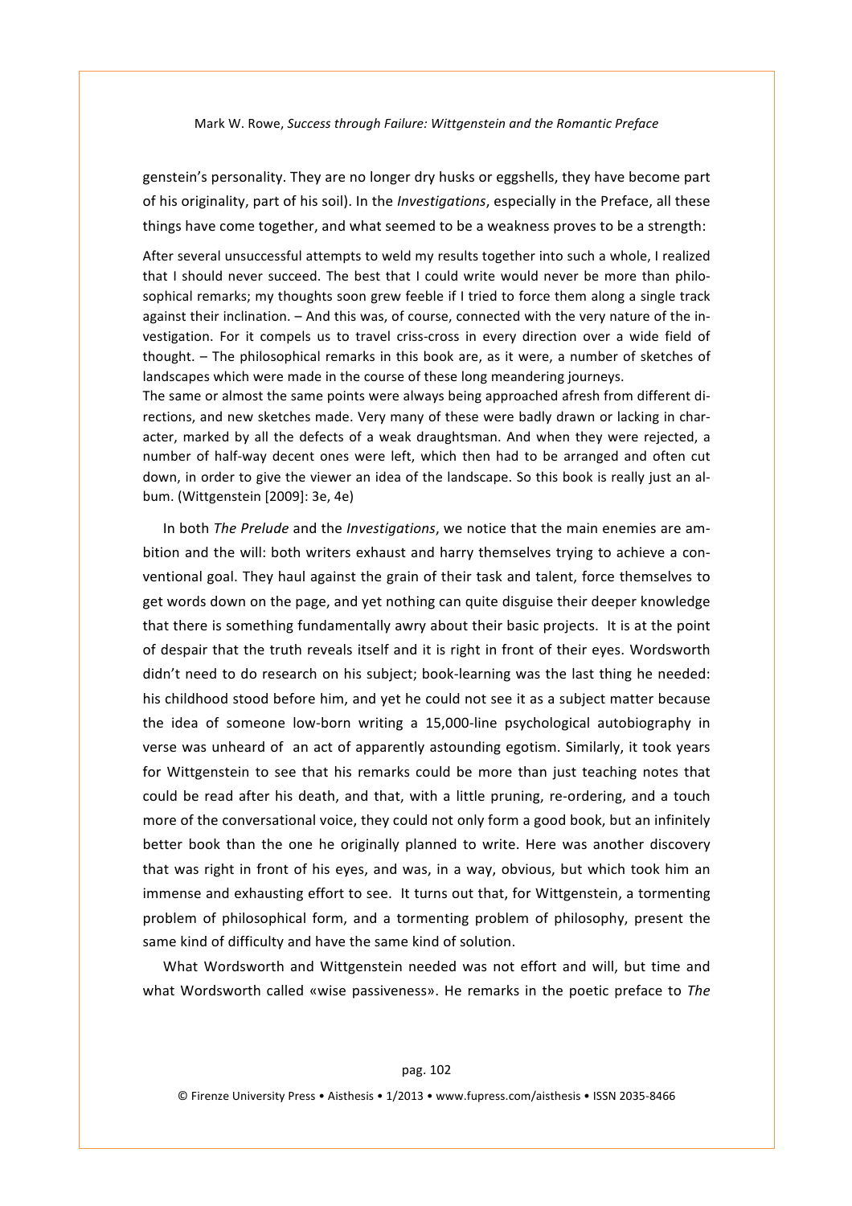genstein's personality. They are no longer dry husks or eggshells, they have become part of his originality, part of his soil). In the *Investigations*, especially in the Preface, all these things have come together, and what seemed to be a weakness proves to be a strength:

> After several unsuccessful attempts to weld my results together into such a whole, I realized that I should never succeed. The best that I could write would never be more than philosophical remarks; my thoughts soon grew feeble if I tried to force them along a single track against their inclination. – And this was, of course, connected with the very nature of the investigation. For it compels us to travel criss-cross in every direction over a wide field of thought. – The philosophical remarks in this book are, as it were, a number of sketches of landscapes which were made in the course of these long meandering journeys.
> The same or almost the same points were always being approached afresh from different directions, and new sketches made. Very many of these were badly drawn or lacking in character, marked by all the defects of a weak draughtsman. And when they were rejected, a number of half-way decent ones were left, which then had to be arranged and often cut down, in order to give the viewer an idea of the landscape. So this book is really just an album. (Wittgenstein [2009]: 3e, 4e)

In both *The Prelude* and the *Investigations*, we notice that the main enemies are ambition and the will: both writers exhaust and harry themselves trying to achieve a conventional goal. They haul against the grain of their task and talent, force themselves to get words down on the page, and yet nothing can quite disguise their deeper knowledge that there is something fundamentally awry about their basic projects. It is at the point of despair that the truth reveals itself and it is right in front of their eyes. Wordsworth didn't need to do research on his subject; book-learning was the last thing he needed: his childhood stood before him, and yet he could not see it as a subject matter because the idea of someone low-born writing a 15,000-line psychological autobiography in verse was unheard of an act of apparently astounding egotism. Similarly, it took years for Wittgenstein to see that his remarks could be more than just teaching notes that could be read after his death, and that, with a little pruning, re-ordering, and a touch more of the conversational voice, they could not only form a good book, but an infinitely better book than the one he originally planned to write. Here was another discovery that was right in front of his eyes, and was, in a way, obvious, but which took him an immense and exhausting effort to see. It turns out that, for Wittgenstein, a tormenting problem of philosophical form, and a tormenting problem of philosophy, present the same kind of difficulty and have the same kind of solution.

What Wordsworth and Wittgenstein needed was not effort and will, but time and what Wordsworth called «wise passiveness». He remarks in the poetic preface to *The*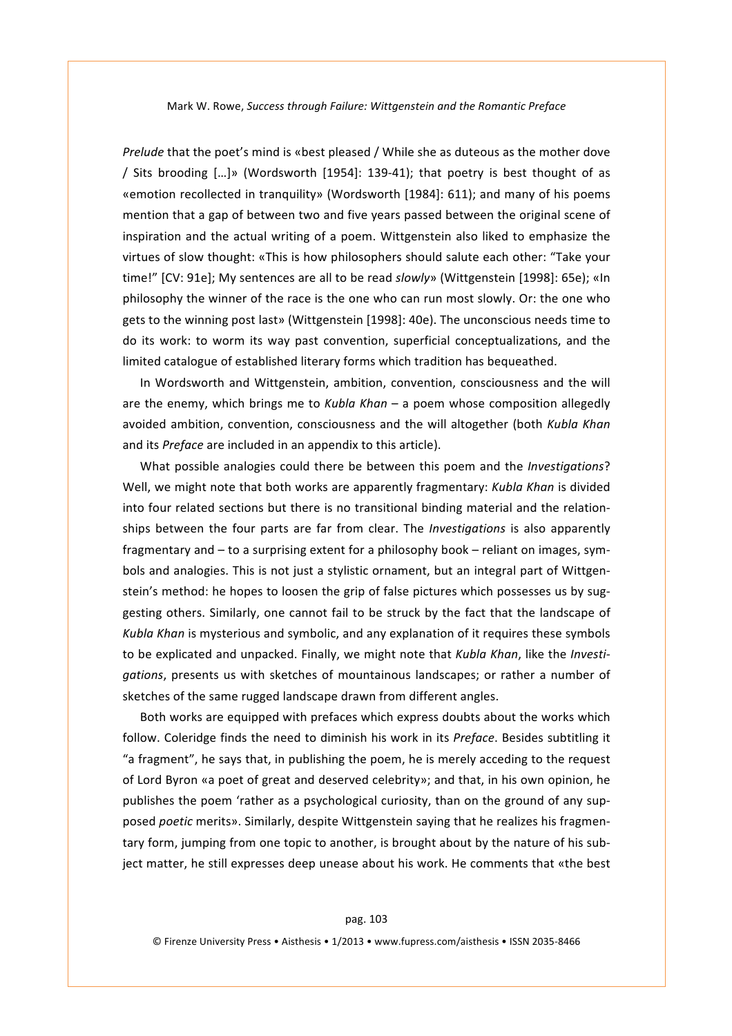*Prelude* that the poet's mind is «best pleased / While she as duteous as the mother dove / Sits brooding […]» (Wordsworth [1954]: 139-41); that poetry is best thought of as «emotion recollected in tranquility» (Wordsworth [1984]: 611); and many of his poems mention that a gap of between two and five years passed between the original scene of inspiration and the actual writing of a poem. Wittgenstein also liked to emphasize the virtues of slow thought: «This is how philosophers should salute each other: "Take your time!" [CV: 91e]; My sentences are all to be read *slowly*» (Wittgenstein [1998]: 65e); «In philosophy the winner of the race is the one who can run most slowly. Or: the one who gets to the winning post last» (Wittgenstein [1998]: 40e). The unconscious needs time to do its work: to worm its way past convention, superficial conceptualizations, and the limited catalogue of established literary forms which tradition has bequeathed.

In Wordsworth and Wittgenstein, ambition, convention, consciousness and the will are the enemy, which brings me to *Kubla Khan* – a poem whose composition allegedly avoided ambition, convention, consciousness and the will altogether (both *Kubla Khan* and its *Preface* are included in an appendix to this article).

What possible analogies could there be between this poem and the *Investigations*? Well, we might note that both works are apparently fragmentary: *Kubla Khan* is divided into four related sections but there is no transitional binding material and the relationships between the four parts are far from clear. The *Investigations* is also apparently fragmentary and – to a surprising extent for a philosophy book – reliant on images, symbols and analogies. This is not just a stylistic ornament, but an integral part of Wittgenstein's method: he hopes to loosen the grip of false pictures which possesses us by suggesting others. Similarly, one cannot fail to be struck by the fact that the landscape of *Kubla Khan* is mysterious and symbolic, and any explanation of it requires these symbols to be explicated and unpacked. Finally, we might note that *Kubla Khan*, like the *Investigations*, presents us with sketches of mountainous landscapes; or rather a number of sketches of the same rugged landscape drawn from different angles.

Both works are equipped with prefaces which express doubts about the works which follow. Coleridge finds the need to diminish his work in its *Preface*. Besides subtitling it "a fragment", he says that, in publishing the poem, he is merely acceding to the request of Lord Byron «a poet of great and deserved celebrity»; and that, in his own opinion, he publishes the poem 'rather as a psychological curiosity, than on the ground of any supposed *poetic* merits». Similarly, despite Wittgenstein saying that he realizes his fragmentary form, jumping from one topic to another, is brought about by the nature of his subject matter, he still expresses deep unease about his work. He comments that «the best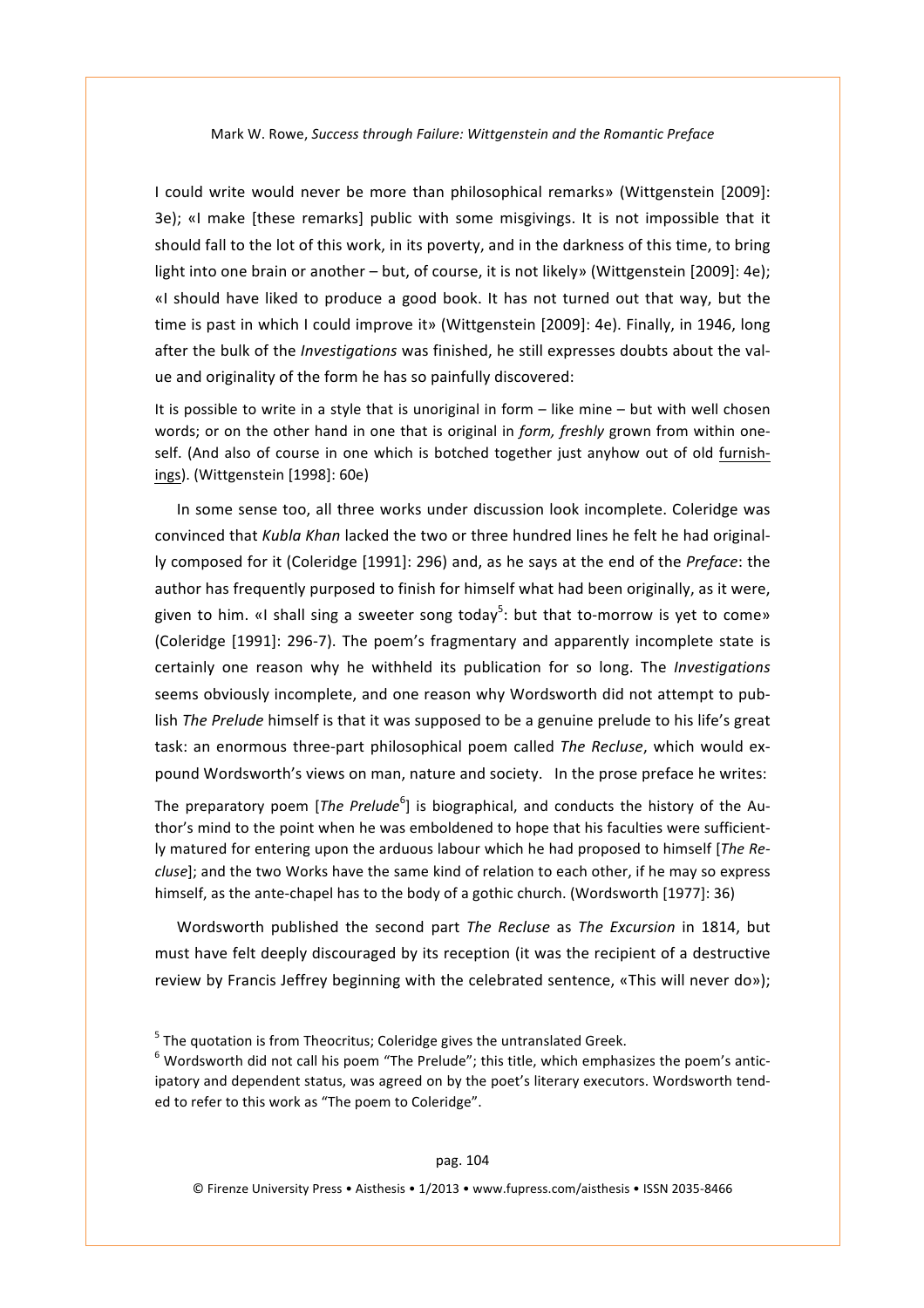I could write would never be more than philosophical remarks» (Wittgenstein [2009]: 3e); «I make [these remarks] public with some misgivings. It is not impossible that it should fall to the lot of this work, in its poverty, and in the darkness of this time, to bring light into one brain or another – but, of course, it is not likely» (Wittgenstein [2009]: 4e); «I should have liked to produce a good book. It has not turned out that way, but the time is past in which I could improve it» (Wittgenstein [2009]: 4e). Finally, in 1946, long after the bulk of the *Investigations* was finished, he still expresses doubts about the value and originality of the form he has so painfully discovered:

> It is possible to write in a style that is unoriginal in form – like mine – but with well chosen words; or on the other hand in one that is original in *form, freshly* grown from within oneself. (And also of course in one which is botched together just anyhow out of old <u>furnishings</u>). (Wittgenstein [1998]: 60e)

In some sense too, all three works under discussion look incomplete. Coleridge was convinced that *Kubla Khan* lacked the two or three hundred lines he felt he had originally composed for it (Coleridge [1991]: 296) and, as he says at the end of the *Preface*: the author has frequently purposed to finish for himself what had been originally, as it were, given to him. «I shall sing a sweeter song today[5]: but that to-morrow is yet to come» (Coleridge [1991]: 296-7). The poem's fragmentary and apparently incomplete state is certainly one reason why he withheld its publication for so long. The *Investigations* seems obviously incomplete, and one reason why Wordsworth did not attempt to publish *The Prelude* himself is that it was supposed to be a genuine prelude to his life's great task: an enormous three-part philosophical poem called *The Recluse*, which would expound Wordsworth's views on man, nature and society. In the prose preface he writes:

> The preparatory poem [*The Prelude*[6]] is biographical, and conducts the history of the Author's mind to the point when he was emboldened to hope that his faculties were sufficiently matured for entering upon the arduous labour which he had proposed to himself [*The Recluse*]; and the two Works have the same kind of relation to each other, if he may so express himself, as the ante-chapel has to the body of a gothic church. (Wordsworth [1977]: 36)

Wordsworth published the second part *The Recluse* as *The Excursion* in 1814, but must have felt deeply discouraged by its reception (it was the recipient of a destructive review by Francis Jeffrey beginning with the celebrated sentence, «This will never do»);

---

[5] The quotation is from Theocritus; Coleridge gives the untranslated Greek.

[6] Wordsworth did not call his poem "The Prelude"; this title, which emphasizes the poem's anticipatory and dependent status, was agreed on by the poet's literary executors. Wordsworth tended to refer to this work as "The poem to Coleridge".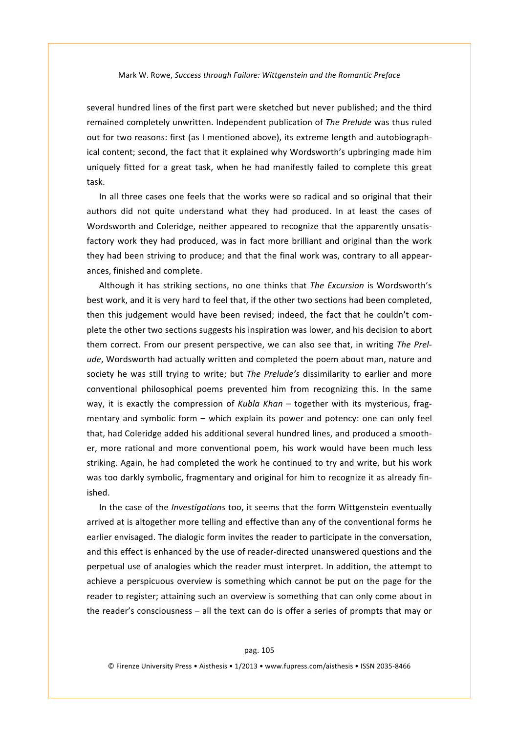several hundred lines of the first part were sketched but never published; and the third remained completely unwritten. Independent publication of *The Prelude* was thus ruled out for two reasons: first (as I mentioned above), its extreme length and autobiographical content; second, the fact that it explained why Wordsworth's upbringing made him uniquely fitted for a great task, when he had manifestly failed to complete this great task.

In all three cases one feels that the works were so radical and so original that their authors did not quite understand what they had produced. In at least the cases of Wordsworth and Coleridge, neither appeared to recognize that the apparently unsatisfactory work they had produced, was in fact more brilliant and original than the work they had been striving to produce; and that the final work was, contrary to all appearances, finished and complete.

Although it has striking sections, no one thinks that *The Excursion* is Wordsworth's best work, and it is very hard to feel that, if the other two sections had been completed, then this judgement would have been revised; indeed, the fact that he couldn't complete the other two sections suggests his inspiration was lower, and his decision to abort them correct. From our present perspective, we can also see that, in writing *The Prelude*, Wordsworth had actually written and completed the poem about man, nature and society he was still trying to write; but *The Prelude's* dissimilarity to earlier and more conventional philosophical poems prevented him from recognizing this. In the same way, it is exactly the compression of *Kubla Khan* – together with its mysterious, fragmentary and symbolic form – which explain its power and potency: one can only feel that, had Coleridge added his additional several hundred lines, and produced a smoother, more rational and more conventional poem, his work would have been much less striking. Again, he had completed the work he continued to try and write, but his work was too darkly symbolic, fragmentary and original for him to recognize it as already finished.

In the case of the *Investigations* too, it seems that the form Wittgenstein eventually arrived at is altogether more telling and effective than any of the conventional forms he earlier envisaged. The dialogic form invites the reader to participate in the conversation, and this effect is enhanced by the use of reader-directed unanswered questions and the perpetual use of analogies which the reader must interpret. In addition, the attempt to achieve a perspicuous overview is something which cannot be put on the page for the reader to register; attaining such an overview is something that can only come about in the reader's consciousness – all the text can do is offer a series of prompts that may or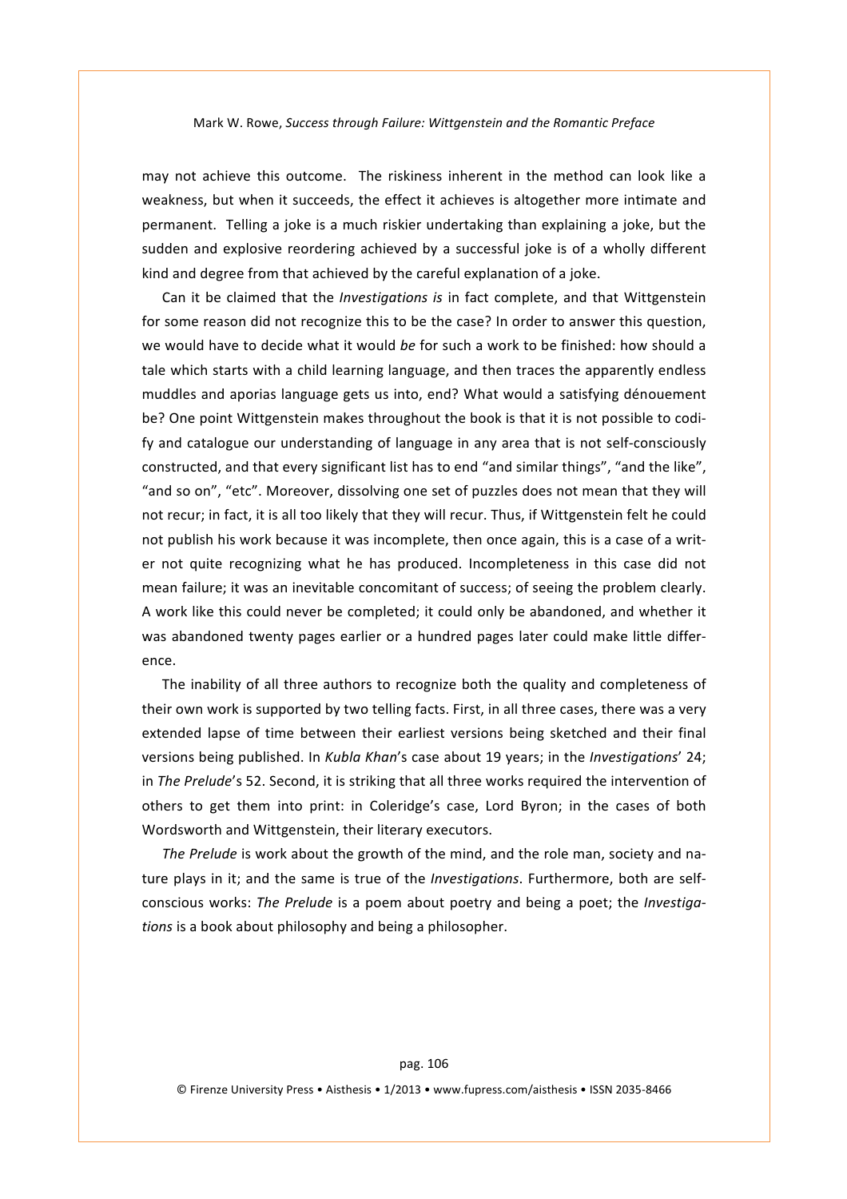may not achieve this outcome. The riskiness inherent in the method can look like a weakness, but when it succeeds, the effect it achieves is altogether more intimate and permanent. Telling a joke is a much riskier undertaking than explaining a joke, but the sudden and explosive reordering achieved by a successful joke is of a wholly different kind and degree from that achieved by the careful explanation of a joke.

Can it be claimed that the *Investigations is* in fact complete, and that Wittgenstein for some reason did not recognize this to be the case? In order to answer this question, we would have to decide what it would *be* for such a work to be finished: how should a tale which starts with a child learning language, and then traces the apparently endless muddles and aporias language gets us into, end? What would a satisfying dénouement be? One point Wittgenstein makes throughout the book is that it is not possible to codify and catalogue our understanding of language in any area that is not self-consciously constructed, and that every significant list has to end "and similar things", "and the like", "and so on", "etc". Moreover, dissolving one set of puzzles does not mean that they will not recur; in fact, it is all too likely that they will recur. Thus, if Wittgenstein felt he could not publish his work because it was incomplete, then once again, this is a case of a writer not quite recognizing what he has produced. Incompleteness in this case did not mean failure; it was an inevitable concomitant of success; of seeing the problem clearly. A work like this could never be completed; it could only be abandoned, and whether it was abandoned twenty pages earlier or a hundred pages later could make little difference.

The inability of all three authors to recognize both the quality and completeness of their own work is supported by two telling facts. First, in all three cases, there was a very extended lapse of time between their earliest versions being sketched and their final versions being published. In *Kubla Khan*'s case about 19 years; in the *Investigations*' 24; in *The Prelude*'s 52. Second, it is striking that all three works required the intervention of others to get them into print: in Coleridge's case, Lord Byron; in the cases of both Wordsworth and Wittgenstein, their literary executors.

*The Prelude* is work about the growth of the mind, and the role man, society and nature plays in it; and the same is true of the *Investigations*. Furthermore, both are self-conscious works: *The Prelude* is a poem about poetry and being a poet; the *Investigations* is a book about philosophy and being a philosopher.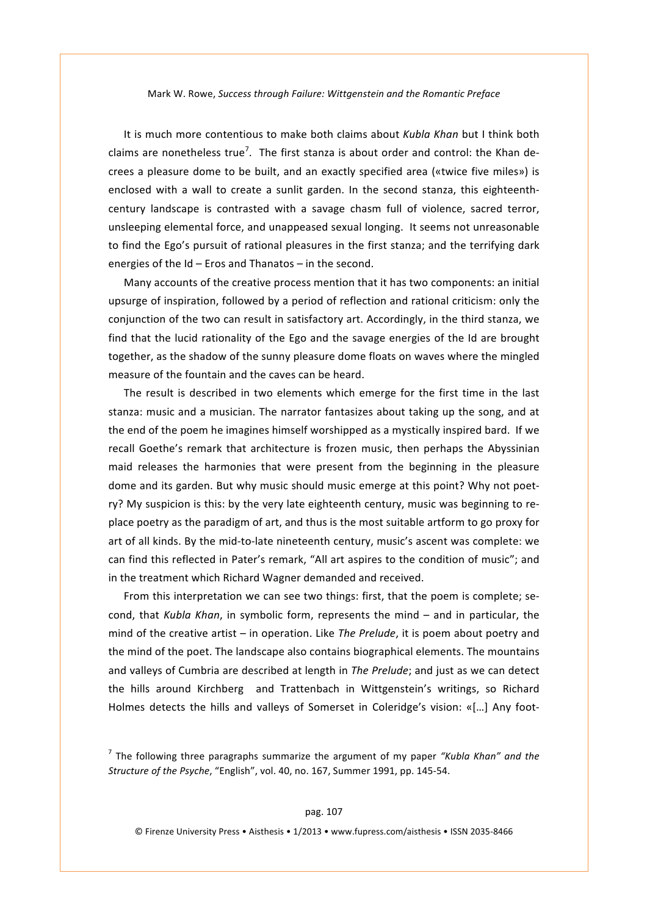It is much more contentious to make both claims about *Kubla Khan* but I think both claims are nonetheless true[7]. The first stanza is about order and control: the Khan decrees a pleasure dome to be built, and an exactly specified area («twice five miles») is enclosed with a wall to create a sunlit garden. In the second stanza, this eighteenth-century landscape is contrasted with a savage chasm full of violence, sacred terror, unsleeping elemental force, and unappeased sexual longing. It seems not unreasonable to find the Ego's pursuit of rational pleasures in the first stanza; and the terrifying dark energies of the Id – Eros and Thanatos – in the second.

Many accounts of the creative process mention that it has two components: an initial upsurge of inspiration, followed by a period of reflection and rational criticism: only the conjunction of the two can result in satisfactory art. Accordingly, in the third stanza, we find that the lucid rationality of the Ego and the savage energies of the Id are brought together, as the shadow of the sunny pleasure dome floats on waves where the mingled measure of the fountain and the caves can be heard.

The result is described in two elements which emerge for the first time in the last stanza: music and a musician. The narrator fantasizes about taking up the song, and at the end of the poem he imagines himself worshipped as a mystically inspired bard. If we recall Goethe's remark that architecture is frozen music, then perhaps the Abyssinian maid releases the harmonies that were present from the beginning in the pleasure dome and its garden. But why music should music emerge at this point? Why not poetry? My suspicion is this: by the very late eighteenth century, music was beginning to replace poetry as the paradigm of art, and thus is the most suitable artform to go proxy for art of all kinds. By the mid-to-late nineteenth century, music's ascent was complete: we can find this reflected in Pater's remark, "All art aspires to the condition of music"; and in the treatment which Richard Wagner demanded and received.

From this interpretation we can see two things: first, that the poem is complete; second, that *Kubla Khan*, in symbolic form, represents the mind – and in particular, the mind of the creative artist – in operation. Like *The Prelude*, it is poem about poetry and the mind of the poet. The landscape also contains biographical elements. The mountains and valleys of Cumbria are described at length in *The Prelude*; and just as we can detect the hills around Kirchberg and Trattenbach in Wittgenstein's writings, so Richard Holmes detects the hills and valleys of Somerset in Coleridge's vision: «[…] Any foot-

[7] The following three paragraphs summarize the argument of my paper *"Kubla Khan" and the Structure of the Psyche*, "English", vol. 40, no. 167, Summer 1991, pp. 145-54.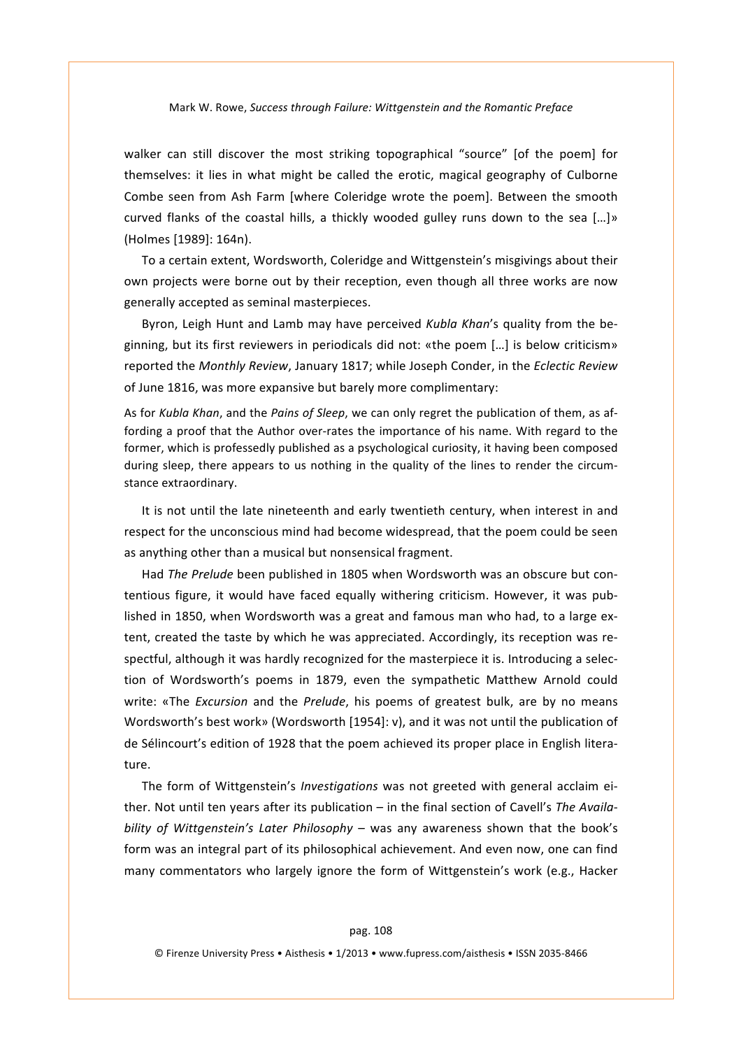walker can still discover the most striking topographical "source" [of the poem] for themselves: it lies in what might be called the erotic, magical geography of Culborne Combe seen from Ash Farm [where Coleridge wrote the poem]. Between the smooth curved flanks of the coastal hills, a thickly wooded gulley runs down to the sea […]» (Holmes [1989]: 164n).

To a certain extent, Wordsworth, Coleridge and Wittgenstein's misgivings about their own projects were borne out by their reception, even though all three works are now generally accepted as seminal masterpieces.

Byron, Leigh Hunt and Lamb may have perceived *Kubla Khan*'s quality from the beginning, but its first reviewers in periodicals did not: «the poem […] is below criticism» reported the *Monthly Review*, January 1817; while Joseph Conder, in the *Eclectic Review* of June 1816, was more expansive but barely more complimentary:

> As for *Kubla Khan*, and the *Pains of Sleep*, we can only regret the publication of them, as affording a proof that the Author over-rates the importance of his name. With regard to the former, which is professedly published as a psychological curiosity, it having been composed during sleep, there appears to us nothing in the quality of the lines to render the circumstance extraordinary.

It is not until the late nineteenth and early twentieth century, when interest in and respect for the unconscious mind had become widespread, that the poem could be seen as anything other than a musical but nonsensical fragment.

Had *The Prelude* been published in 1805 when Wordsworth was an obscure but contentious figure, it would have faced equally withering criticism. However, it was published in 1850, when Wordsworth was a great and famous man who had, to a large extent, created the taste by which he was appreciated. Accordingly, its reception was respectful, although it was hardly recognized for the masterpiece it is. Introducing a selection of Wordsworth's poems in 1879, even the sympathetic Matthew Arnold could write: «The *Excursion* and the *Prelude*, his poems of greatest bulk, are by no means Wordsworth's best work» (Wordsworth [1954]: v), and it was not until the publication of de Sélincourt's edition of 1928 that the poem achieved its proper place in English literature.

The form of Wittgenstein's *Investigations* was not greeted with general acclaim either. Not until ten years after its publication – in the final section of Cavell's *The Availability of Wittgenstein's Later Philosophy* – was any awareness shown that the book's form was an integral part of its philosophical achievement. And even now, one can find many commentators who largely ignore the form of Wittgenstein's work (e.g., Hacker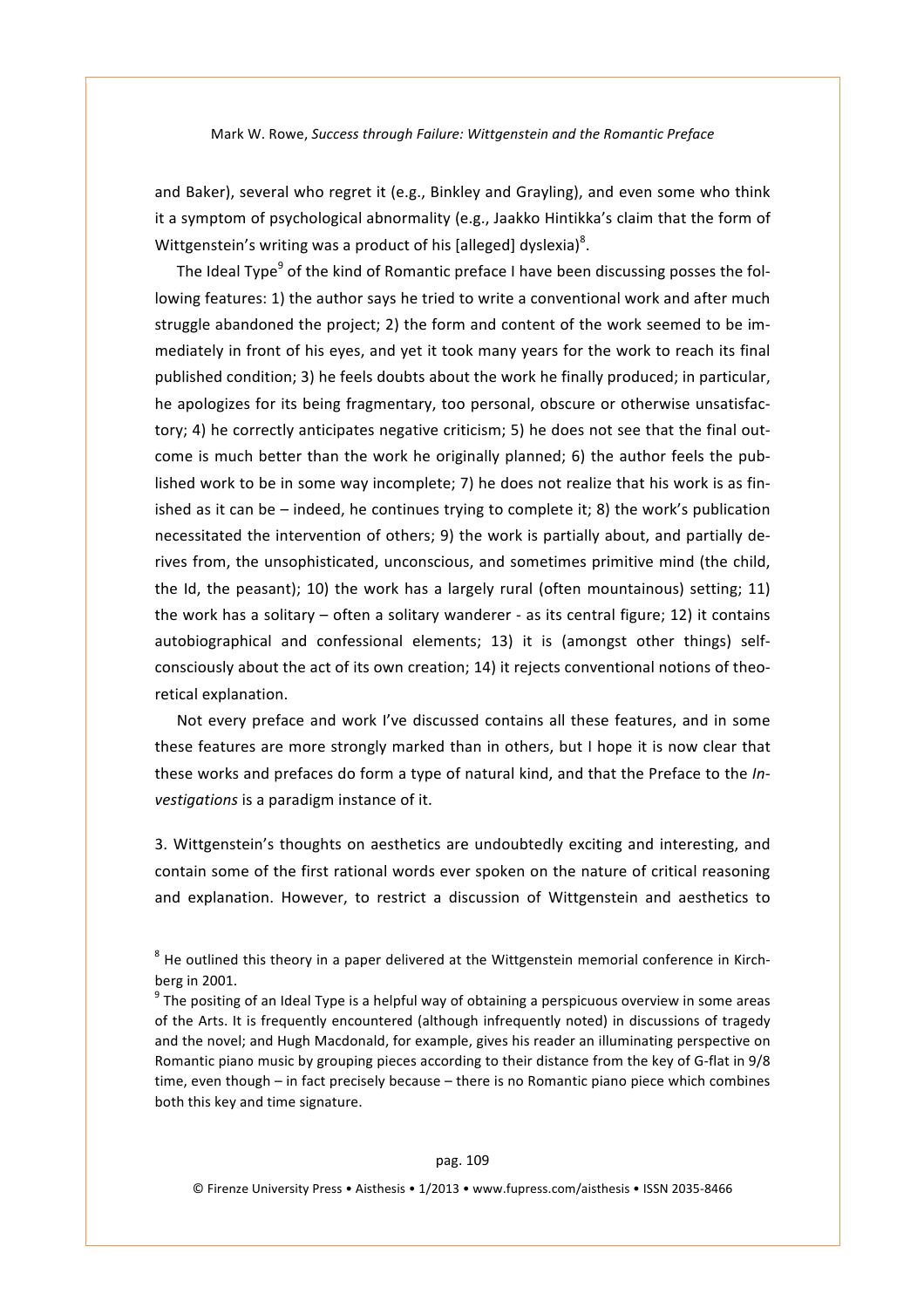and Baker), several who regret it (e.g., Binkley and Grayling), and even some who think it a symptom of psychological abnormality (e.g., Jaakko Hintikka's claim that the form of Wittgenstein's writing was a product of his [alleged] dyslexia)[8].

The Ideal Type[9] of the kind of Romantic preface I have been discussing posses the following features: 1) the author says he tried to write a conventional work and after much struggle abandoned the project; 2) the form and content of the work seemed to be immediately in front of his eyes, and yet it took many years for the work to reach its final published condition; 3) he feels doubts about the work he finally produced; in particular, he apologizes for its being fragmentary, too personal, obscure or otherwise unsatisfactory; 4) he correctly anticipates negative criticism; 5) he does not see that the final outcome is much better than the work he originally planned; 6) the author feels the published work to be in some way incomplete; 7) he does not realize that his work is as finished as it can be – indeed, he continues trying to complete it; 8) the work's publication necessitated the intervention of others; 9) the work is partially about, and partially derives from, the unsophisticated, unconscious, and sometimes primitive mind (the child, the Id, the peasant); 10) the work has a largely rural (often mountainous) setting; 11) the work has a solitary – often a solitary wanderer - as its central figure; 12) it contains autobiographical and confessional elements; 13) it is (amongst other things) self-consciously about the act of its own creation; 14) it rejects conventional notions of theoretical explanation.

Not every preface and work I've discussed contains all these features, and in some these features are more strongly marked than in others, but I hope it is now clear that these works and prefaces do form a type of natural kind, and that the Preface to the *Investigations* is a paradigm instance of it.

3. Wittgenstein's thoughts on aesthetics are undoubtedly exciting and interesting, and contain some of the first rational words ever spoken on the nature of critical reasoning and explanation. However, to restrict a discussion of Wittgenstein and aesthetics to

[8] He outlined this theory in a paper delivered at the Wittgenstein memorial conference in Kirchberg in 2001.

[9] The positing of an Ideal Type is a helpful way of obtaining a perspicuous overview in some areas of the Arts. It is frequently encountered (although infrequently noted) in discussions of tragedy and the novel; and Hugh Macdonald, for example, gives his reader an illuminating perspective on Romantic piano music by grouping pieces according to their distance from the key of G-flat in 9/8 time, even though – in fact precisely because – there is no Romantic piano piece which combines both this key and time signature.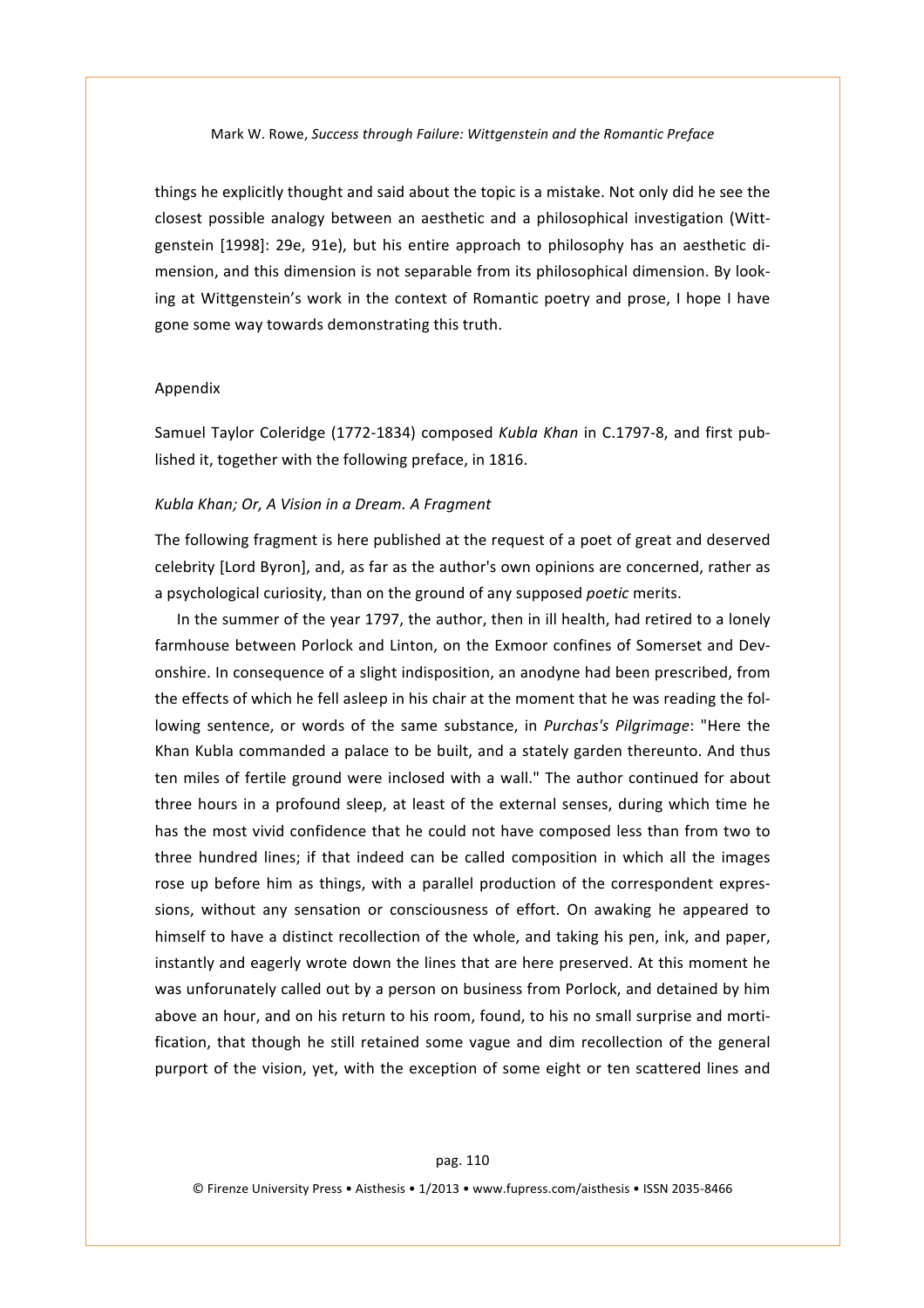things he explicitly thought and said about the topic is a mistake. Not only did he see the closest possible analogy between an aesthetic and a philosophical investigation (Wittgenstein [1998]: 29e, 91e), but his entire approach to philosophy has an aesthetic dimension, and this dimension is not separable from its philosophical dimension. By looking at Wittgenstein's work in the context of Romantic poetry and prose, I hope I have gone some way towards demonstrating this truth.

## Appendix

Samuel Taylor Coleridge (1772-1834) composed *Kubla Khan* in C.1797-8, and first published it, together with the following preface, in 1816.

### *Kubla Khan; Or, A Vision in a Dream. A Fragment*

The following fragment is here published at the request of a poet of great and deserved celebrity [Lord Byron], and, as far as the author's own opinions are concerned, rather as a psychological curiosity, than on the ground of any supposed *poetic* merits.

In the summer of the year 1797, the author, then in ill health, had retired to a lonely farmhouse between Porlock and Linton, on the Exmoor confines of Somerset and Devonshire. In consequence of a slight indisposition, an anodyne had been prescribed, from the effects of which he fell asleep in his chair at the moment that he was reading the following sentence, or words of the same substance, in *Purchas's Pilgrimage*: "Here the Khan Kubla commanded a palace to be built, and a stately garden thereunto. And thus ten miles of fertile ground were inclosed with a wall." The author continued for about three hours in a profound sleep, at least of the external senses, during which time he has the most vivid confidence that he could not have composed less than from two to three hundred lines; if that indeed can be called composition in which all the images rose up before him as things, with a parallel production of the correspondent expressions, without any sensation or consciousness of effort. On awaking he appeared to himself to have a distinct recollection of the whole, and taking his pen, ink, and paper, instantly and eagerly wrote down the lines that are here preserved. At this moment he was unforunately called out by a person on business from Porlock, and detained by him above an hour, and on his return to his room, found, to his no small surprise and mortification, that though he still retained some vague and dim recollection of the general purport of the vision, yet, with the exception of some eight or ten scattered lines and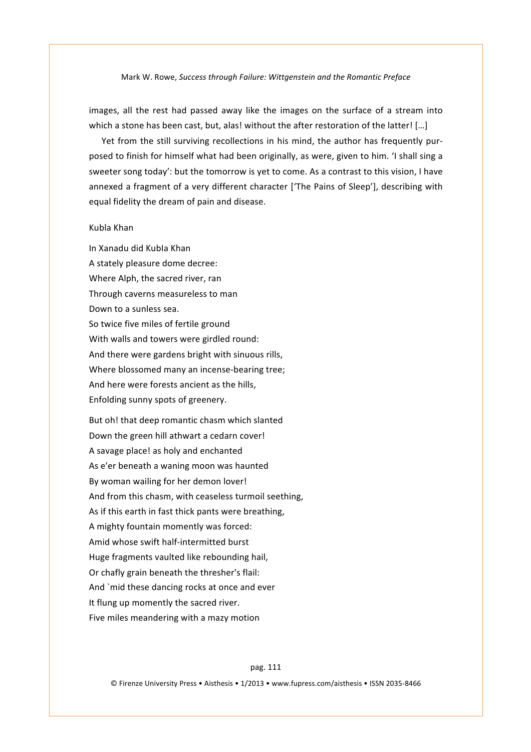images, all the rest had passed away like the images on the surface of a stream into which a stone has been cast, but, alas! without the after restoration of the latter! […]

Yet from the still surviving recollections in his mind, the author has frequently purposed to finish for himself what had been originally, as were, given to him. 'I shall sing a sweeter song today': but the tomorrow is yet to come. As a contrast to this vision, I have annexed a fragment of a very different character ['The Pains of Sleep'], describing with equal fidelity the dream of pain and disease.

Kubla Khan

In Xanadu did Kubla Khan  
A stately pleasure dome decree:  
Where Alph, the sacred river, ran  
Through caverns measureless to man  
Down to a sunless sea.  
So twice five miles of fertile ground  
With walls and towers were girdled round:  
And there were gardens bright with sinuous rills,  
Where blossomed many an incense-bearing tree;  
And here were forests ancient as the hills,  
Enfolding sunny spots of greenery.

But oh! that deep romantic chasm which slanted  
Down the green hill athwart a cedarn cover!  
A savage place! as holy and enchanted  
As e'er beneath a waning moon was haunted  
By woman wailing for her demon lover!  
And from this chasm, with ceaseless turmoil seething,  
As if this earth in fast thick pants were breathing,  
A mighty fountain momently was forced:  
Amid whose swift half-intermitted burst  
Huge fragments vaulted like rebounding hail,  
Or chafly grain beneath the thresher's flail:  
And `mid these dancing rocks at once and ever  
It flung up momently the sacred river.  
Five miles meandering with a mazy motion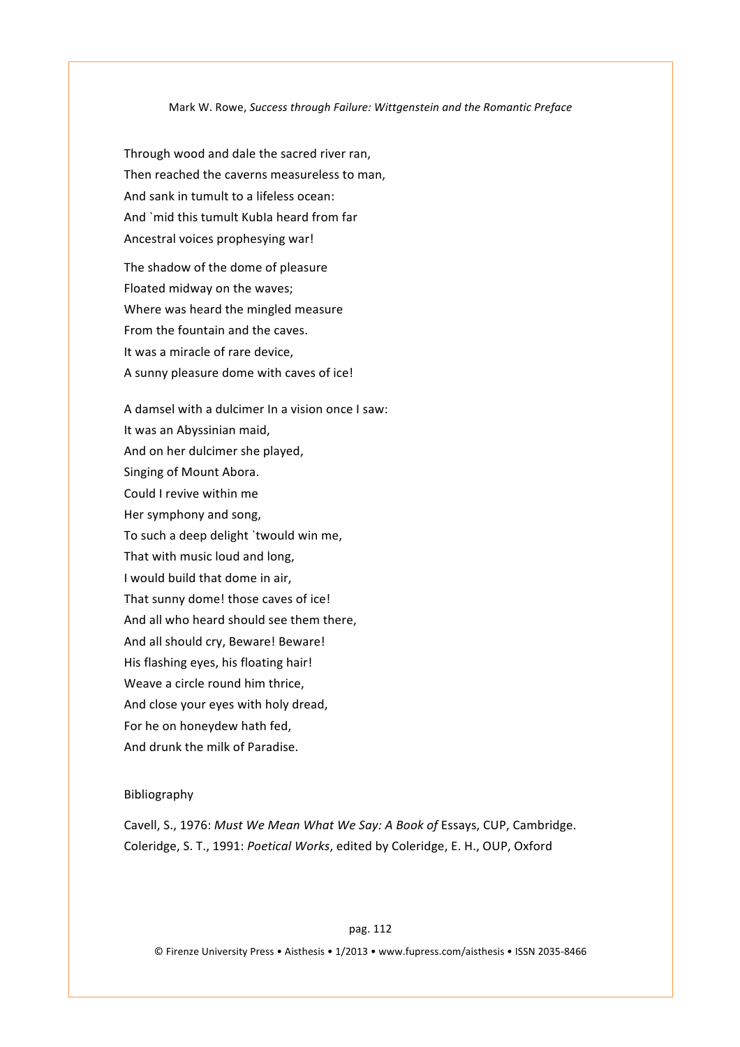Through wood and dale the sacred river ran,  
Then reached the caverns measureless to man,  
And sank in tumult to a lifeless ocean:  
And `mid this tumult KubIa heard from far  
Ancestral voices prophesying war!

The shadow of the dome of pleasure  
Floated midway on the waves;  
Where was heard the mingled measure  
From the fountain and the caves.  
It was a miracle of rare device,  
A sunny pleasure dome with caves of ice!

A damsel with a dulcimer In a vision once I saw:  
It was an Abyssinian maid,  
And on her dulcimer she played,  
Singing of Mount Abora.  
Could I revive within me  
Her symphony and song,  
To such a deep delight `twould win me,  
That with music loud and long,  
I would build that dome in air,  
That sunny dome! those caves of ice!  
And all who heard should see them there,  
And all should cry, Beware! Beware!  
His flashing eyes, his floating hair!  
Weave a circle round him thrice,  
And close your eyes with holy dread,  
For he on honeydew hath fed,  
And drunk the milk of Paradise.

Bibliography

Cavell, S., 1976: *Must We Mean What We Say: A Book of* Essays, CUP, Cambridge.  
Coleridge, S. T., 1991: *Poetical Works*, edited by Coleridge, E. H., OUP, Oxford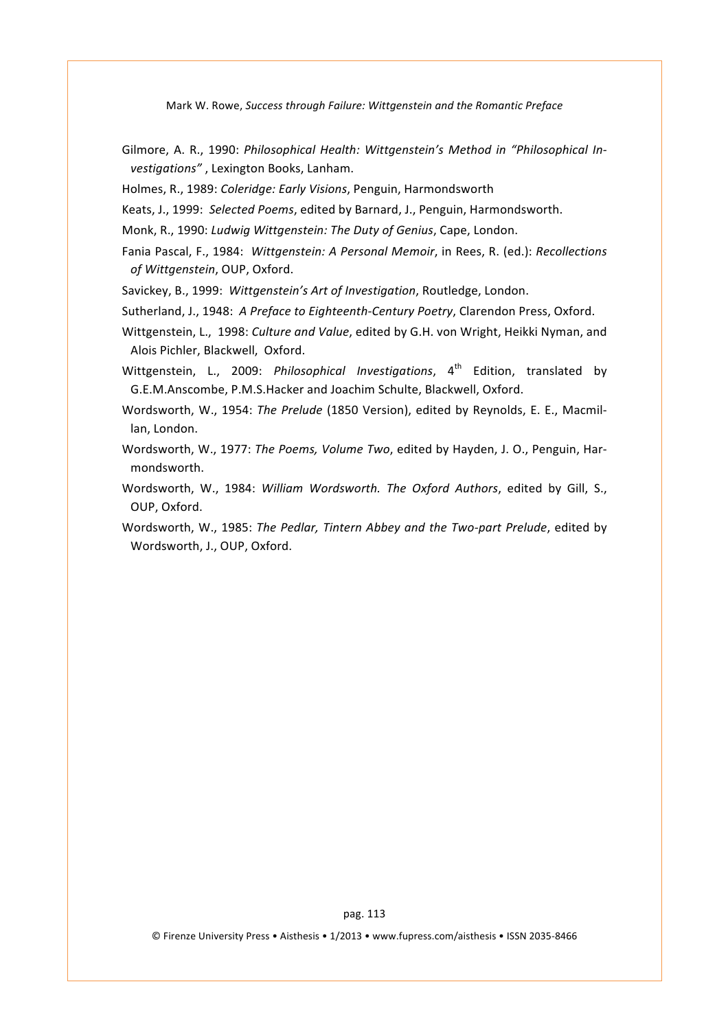Gilmore, A. R., 1990: *Philosophical Health: Wittgenstein's Method in "Philosophical Investigations"* , Lexington Books, Lanham.

Holmes, R., 1989: *Coleridge: Early Visions*, Penguin, Harmondsworth

Keats, J., 1999: *Selected Poems*, edited by Barnard, J., Penguin, Harmondsworth.

Monk, R., 1990: *Ludwig Wittgenstein: The Duty of Genius*, Cape, London.

Fania Pascal, F., 1984: *Wittgenstein: A Personal Memoir*, in Rees, R. (ed.): *Recollections of Wittgenstein*, OUP, Oxford.

Savickey, B., 1999: *Wittgenstein's Art of Investigation*, Routledge, London.

Sutherland, J., 1948: *A Preface to Eighteenth-Century Poetry*, Clarendon Press, Oxford.

Wittgenstein, L., 1998: *Culture and Value*, edited by G.H. von Wright, Heikki Nyman, and Alois Pichler, Blackwell, Oxford.

Wittgenstein, L., 2009: *Philosophical Investigations*, 4th Edition, translated by G.E.M.Anscombe, P.M.S.Hacker and Joachim Schulte, Blackwell, Oxford.

Wordsworth, W., 1954: *The Prelude* (1850 Version), edited by Reynolds, E. E., Macmillan, London.

Wordsworth, W., 1977: *The Poems, Volume Two*, edited by Hayden, J. O., Penguin, Harmondsworth.

Wordsworth, W., 1984: *William Wordsworth. The Oxford Authors*, edited by Gill, S., OUP, Oxford.

Wordsworth, W., 1985: *The Pedlar, Tintern Abbey and the Two-part Prelude*, edited by Wordsworth, J., OUP, Oxford.